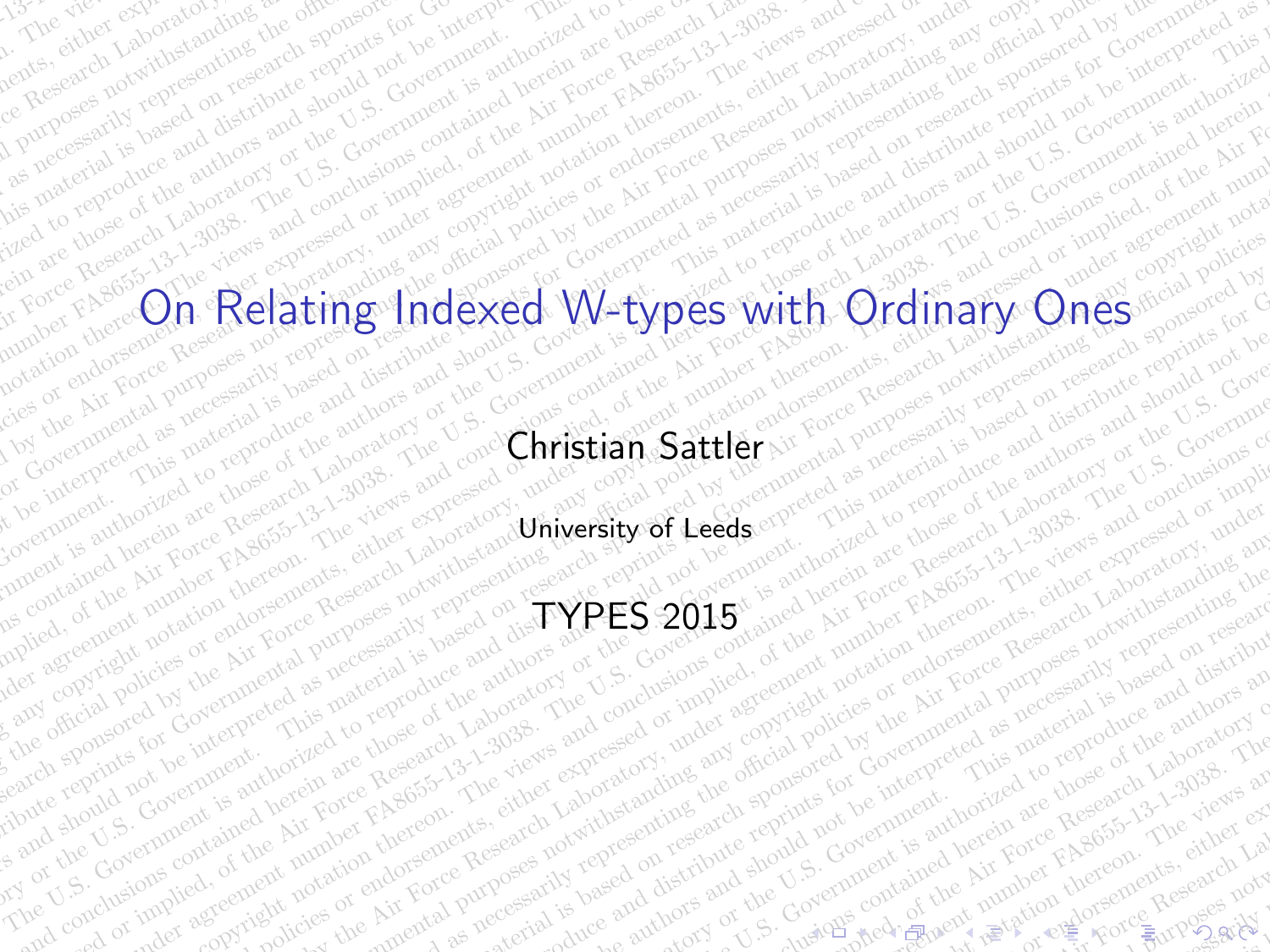# On Relating Indexed W-types with Ordinary Ones

Christian Sattler

University of Leeds

TYPES 2015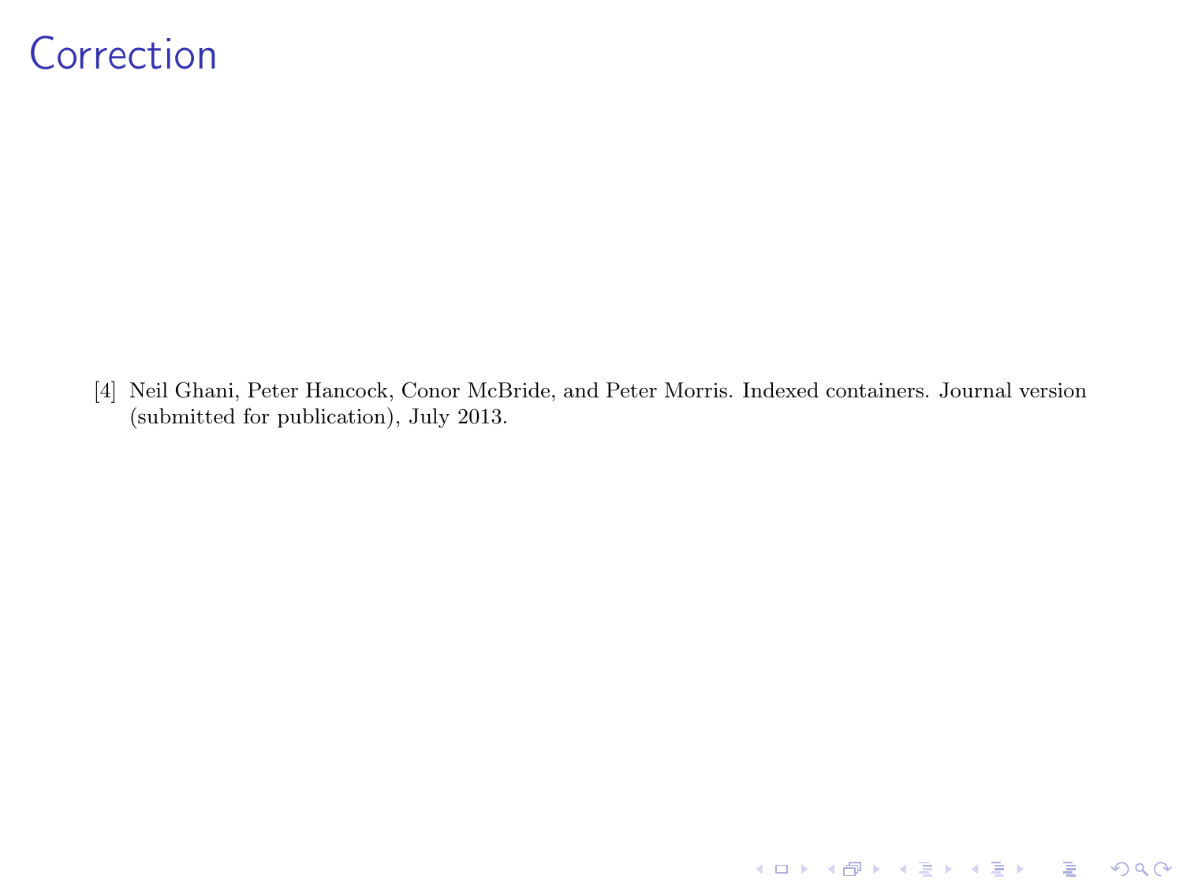# Correction

[4] Neil Ghani, Peter Hancock, Conor McBride, and Peter Morris. Indexed containers. Journal version (submitted for publication), July 2013.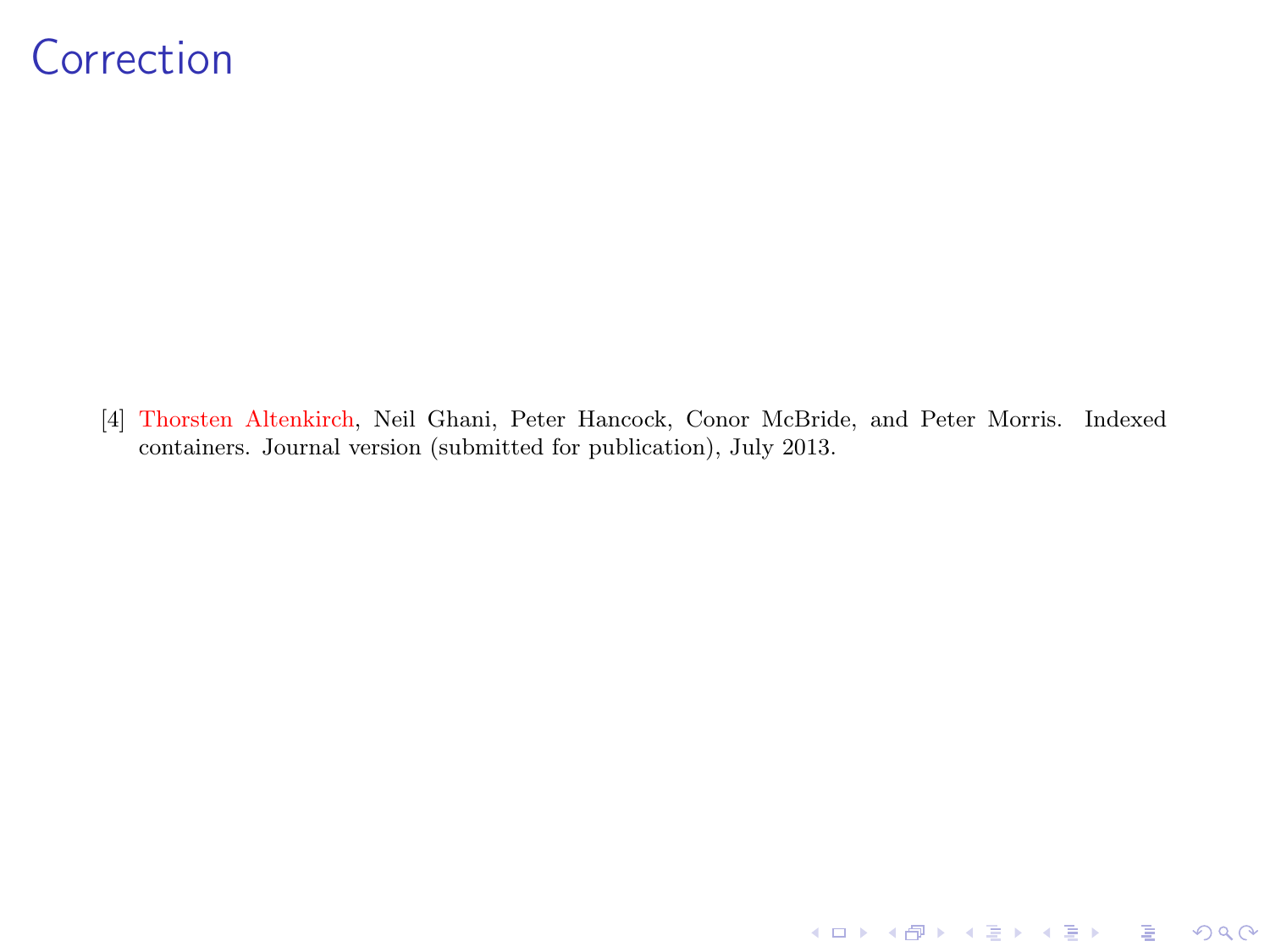# Correction

[4] Thorsten Altenkirch, Neil Ghani, Peter Hancock, Conor McBride, and Peter Morris. Indexed containers. Journal version (submitted for publication), July 2013.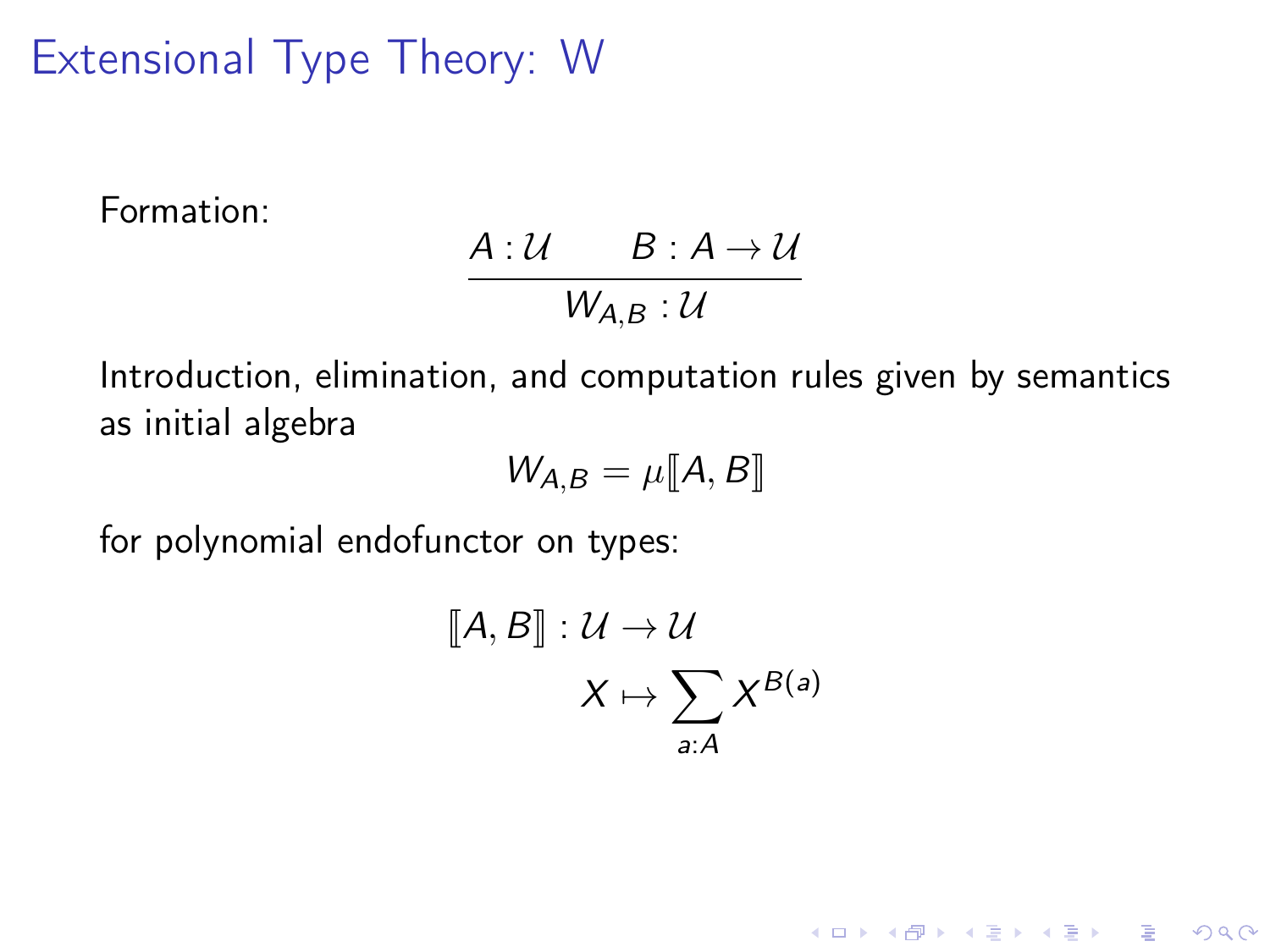# Extensional Type Theory: W

Formation:

$$\frac{A : \mathcal{U} \qquad B : A \to \mathcal{U}}{W_{A,B} : \mathcal{U}}$$

Introduction, elimination, and computation rules given by semantics as initial algebra

$$W_{A,B} = \mu[\![A, B]\!]$$

for polynomial endofunctor on types:

$$\begin{aligned} [\![A, B]\!] : \mathcal{U} &\to \mathcal{U} \\ X &\mapsto \sum_{a:A} X^{B(a)} \end{aligned}$$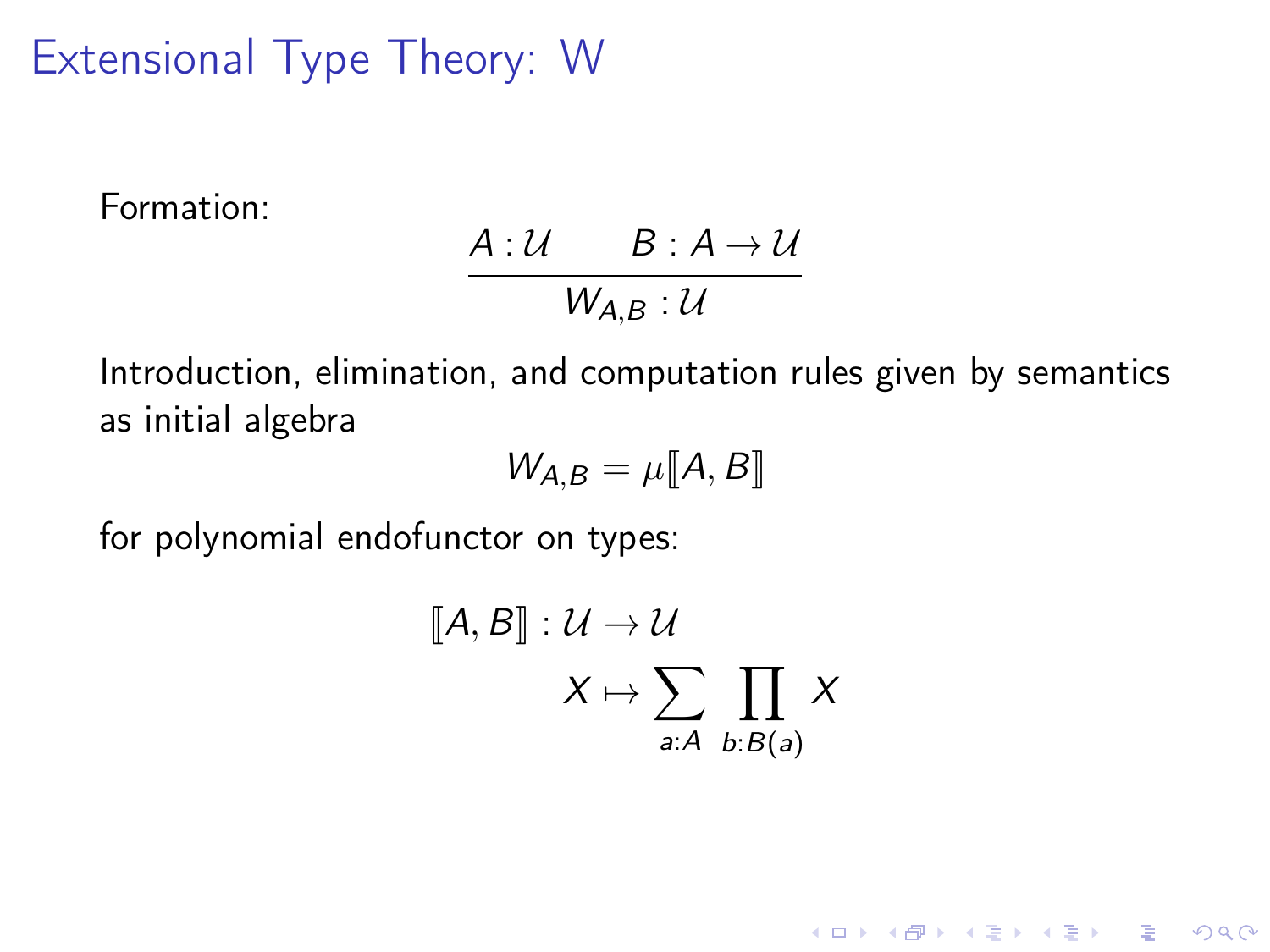# Extensional Type Theory: W

Formation:

$$\frac{A : \mathcal{U} \qquad B : A \to \mathcal{U}}{W_{A,B} : \mathcal{U}}$$

Introduction, elimination, and computation rules given by semantics as initial algebra

$$W_{A,B} = \mu[\![A, B]\!]$$

for polynomial endofunctor on types:

$$\begin{aligned} [\![A, B]\!] : \mathcal{U} &\to \mathcal{U} \\ X &\mapsto \sum_{a:A} \prod_{b:B(a)} X \end{aligned}$$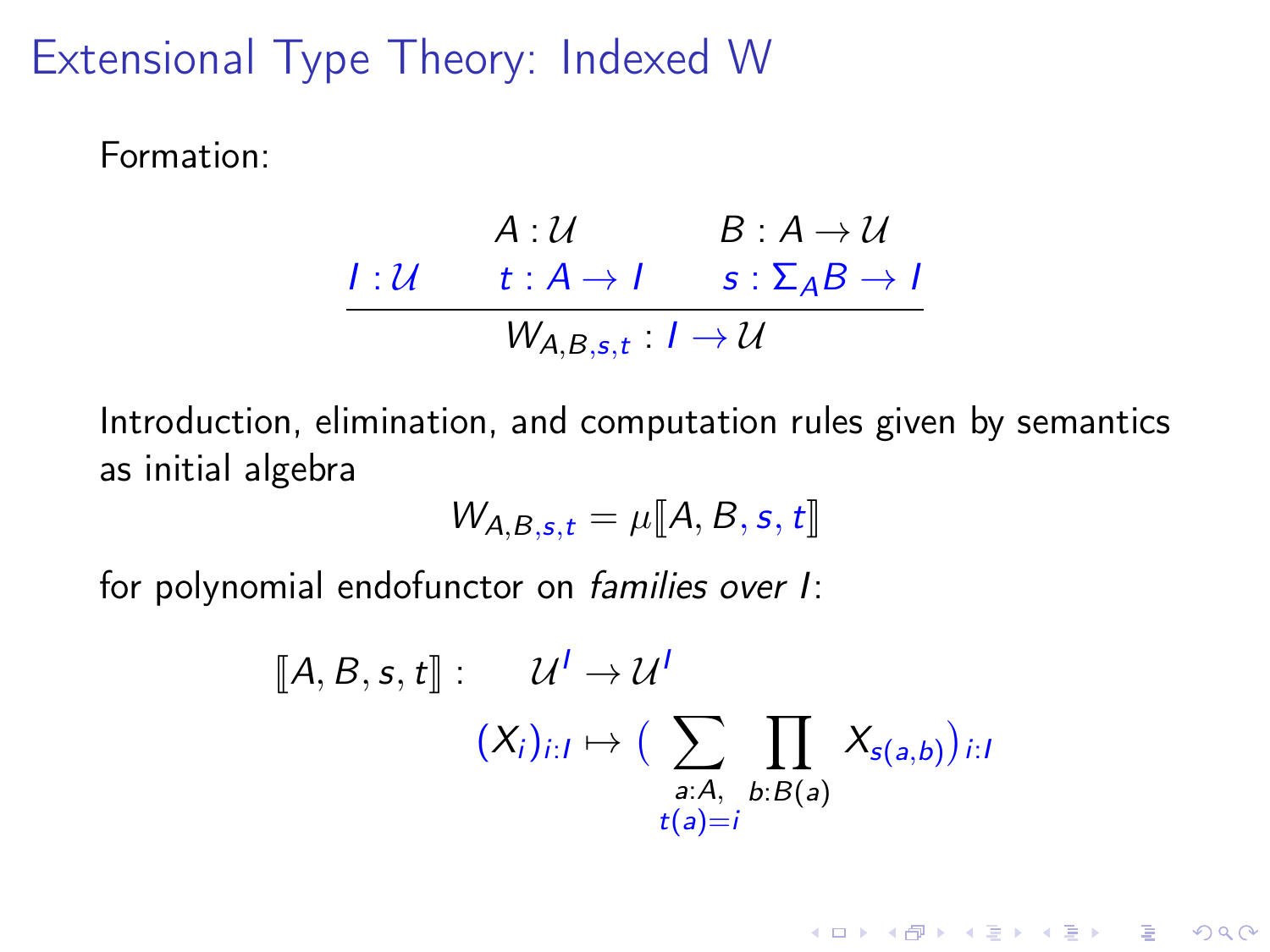# Extensional Type Theory: Indexed W

Formation:

$$\frac{I : \mathcal{U} \qquad \begin{array}{c} A : \mathcal{U} \\ t : A \to I \end{array} \qquad \begin{array}{c} B : A \to \mathcal{U} \\ s : \Sigma_A B \to I \end{array}}{W_{A,B,s,t} : I \to \mathcal{U}}$$

Introduction, elimination, and computation rules given by semantics as initial algebra

$$W_{A,B,s,t} = \mu[\![A, B, s, t]\!]$$

for polynomial endofunctor on *families over* $I$:

$$\begin{aligned}
[\![A, B, s, t]\!] : \quad & \mathcal{U}^I \to \mathcal{U}^I \\
& (X_i)_{i:I} \mapsto \Big( \sum_{\substack{a:A, \\ t(a)=i}} \prod_{b:B(a)} X_{s(a,b)} \Big)_{i:I}
\end{aligned}$$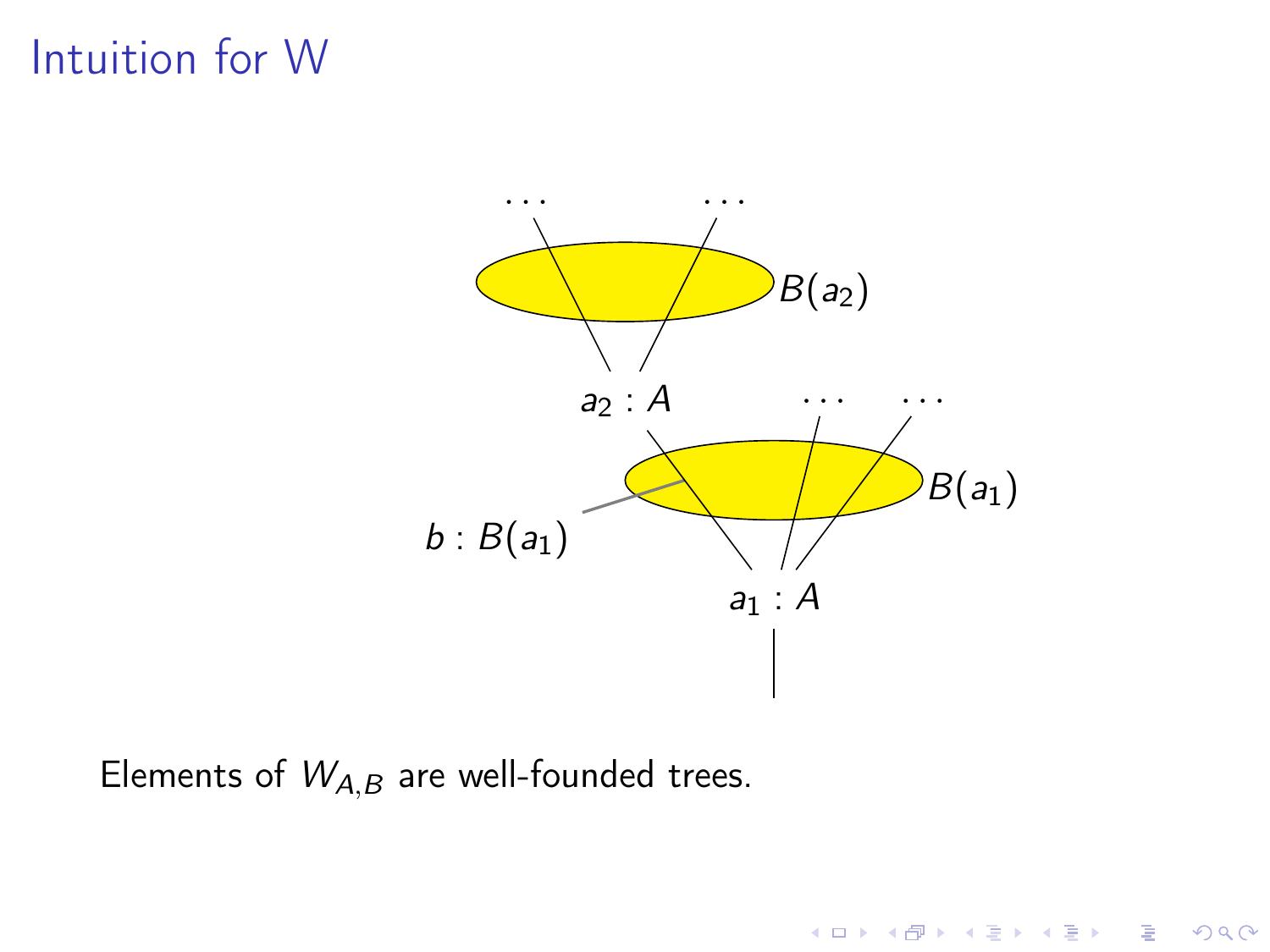# Intuition for W

Elements of $W_{A,B}$ are well-founded trees.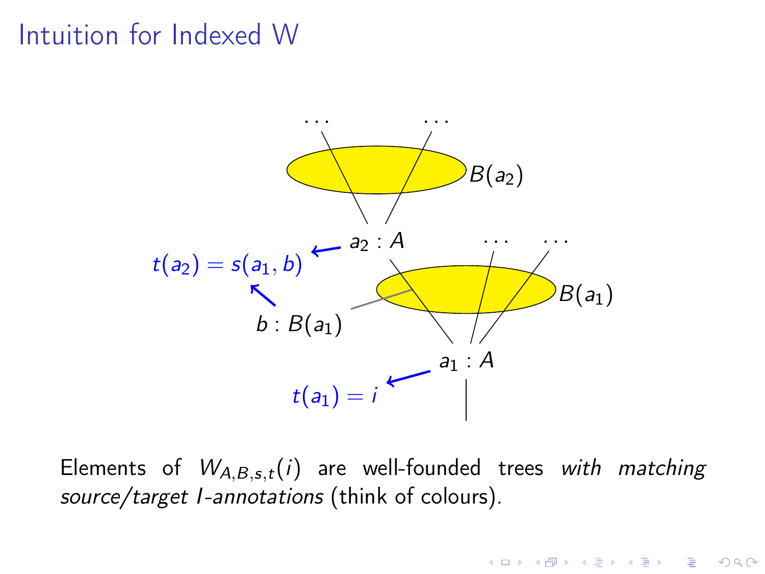# Intuition for Indexed W

$$\ldots \qquad \ldots$$

$B(a_2)$

$a_2 : A$ $\qquad \ldots \quad \ldots$

$t(a_2) = s(a_1, b)$

$B(a_1)$

$b : B(a_1)$

$a_1 : A$

$t(a_1) = i$

Elements of $W_{A,B,s,t}(i)$ are well-founded trees *with matching source/target I-annotations* (think of colours).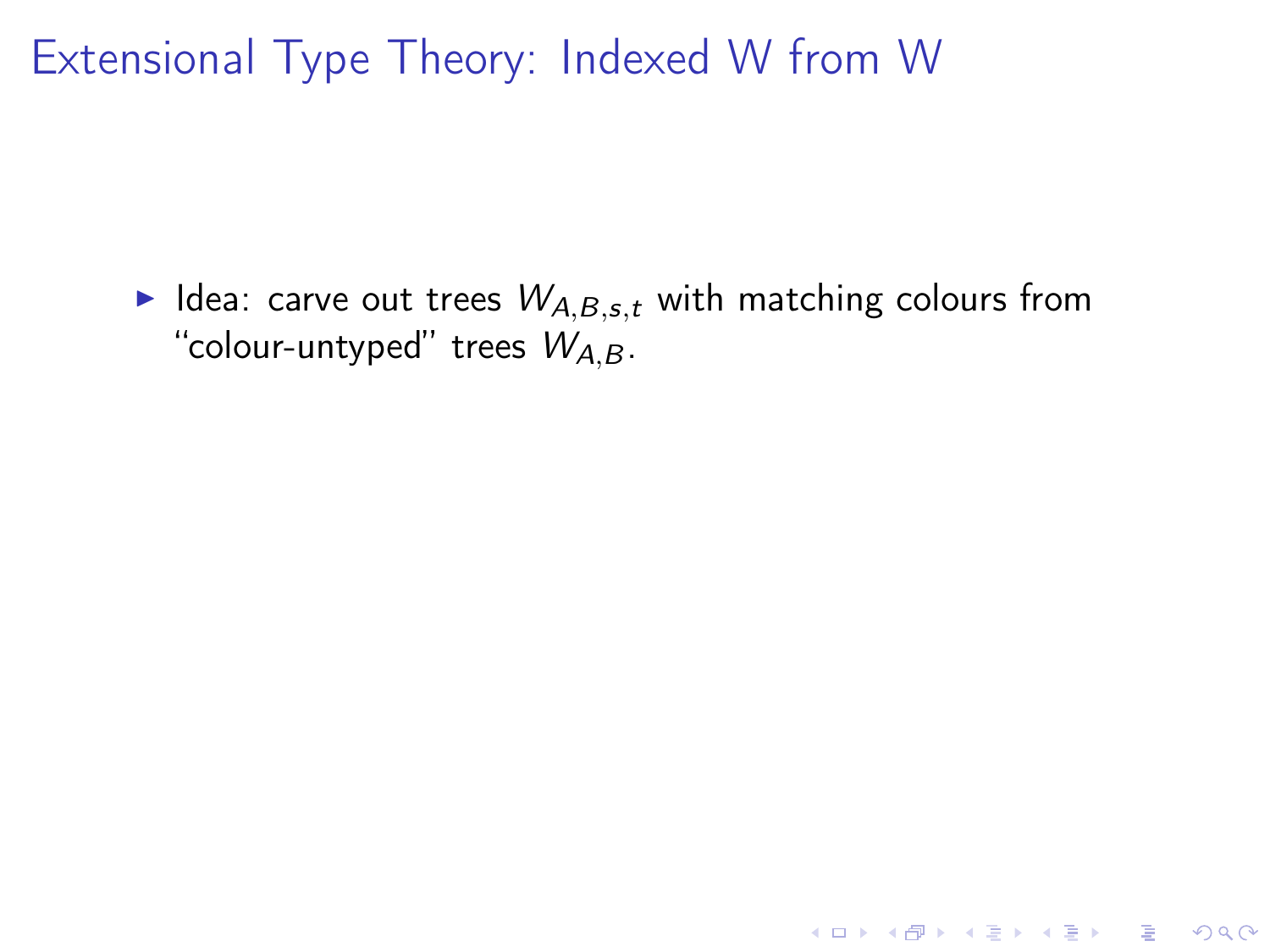# Extensional Type Theory: Indexed W from W

- Idea: carve out trees $W_{A,B,s,t}$ with matching colours from "colour-untyped" trees $W_{A,B}$.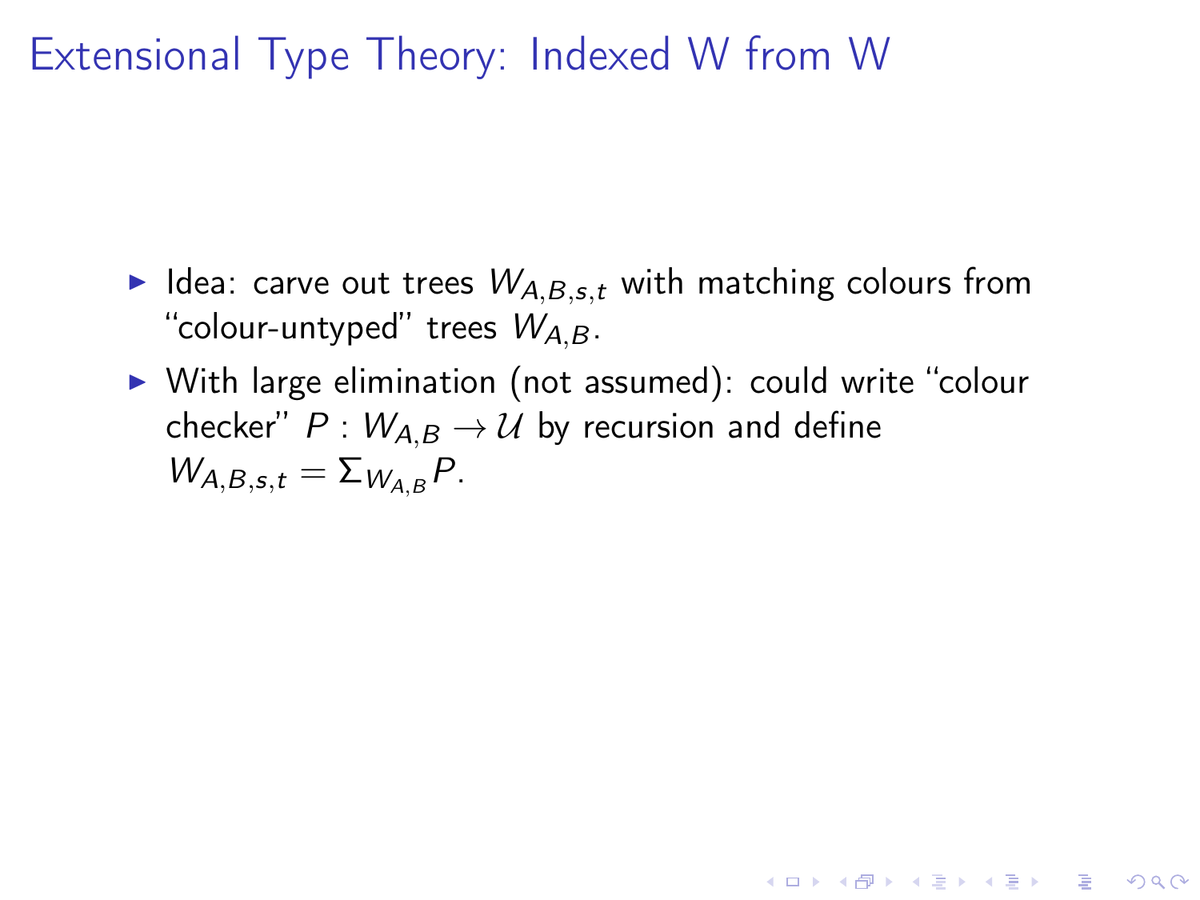# Extensional Type Theory: Indexed W from W

- Idea: carve out trees $W_{A,B,s,t}$ with matching colours from "colour-untyped" trees $W_{A,B}$.
- With large elimination (not assumed): could write "colour checker" $P : W_{A,B} \to \mathcal{U}$ by recursion and define $W_{A,B,s,t} = \Sigma_{W_{A,B}} P$.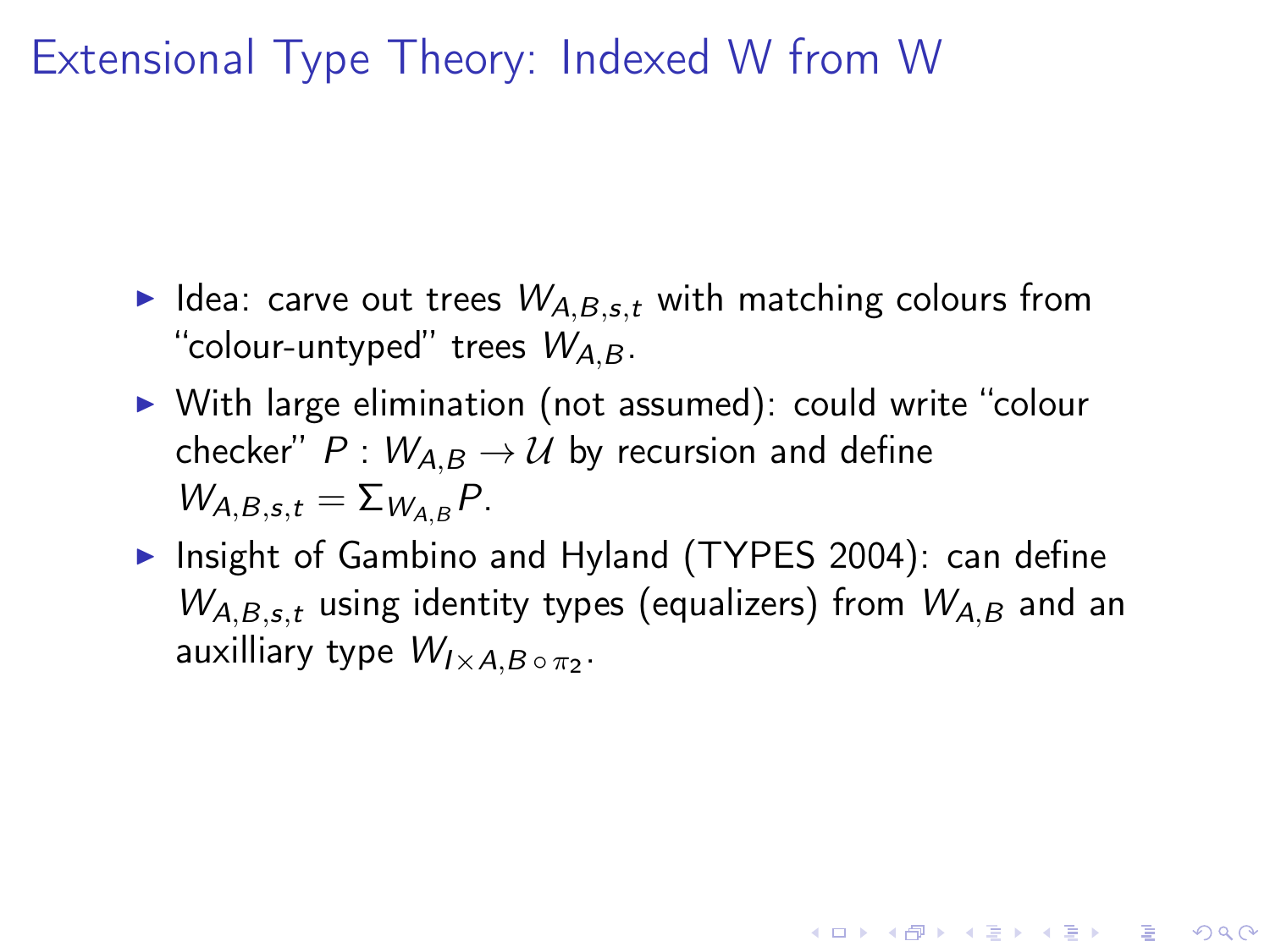# Extensional Type Theory: Indexed W from W

- Idea: carve out trees $W_{A,B,s,t}$ with matching colours from "colour-untyped" trees $W_{A,B}$.
- With large elimination (not assumed): could write "colour checker" $P : W_{A,B} \to \mathcal{U}$ by recursion and define $W_{A,B,s,t} = \Sigma_{W_{A,B}} P$.
- Insight of Gambino and Hyland (TYPES 2004): can define $W_{A,B,s,t}$ using identity types (equalizers) from $W_{A,B}$ and an auxilliary type $W_{I \times A, B \circ \pi_2}$.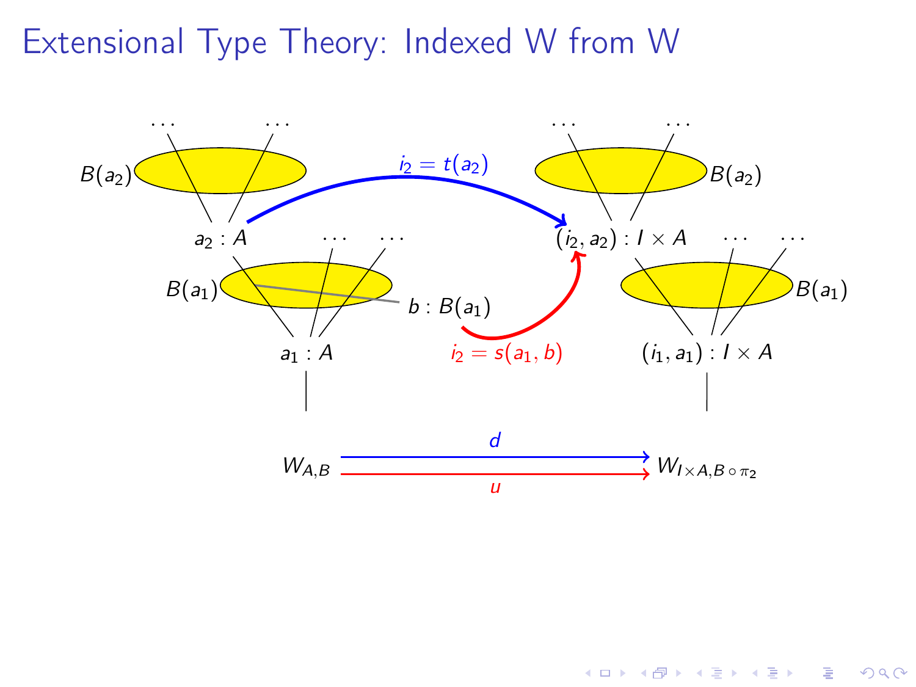# Extensional Type Theory: Indexed W from W

$B(a_2)$ $B(a_2)$

$i_2 = t(a_2)$

$a_2 : A$ $(i_2, a_2) : I \times A$

$B(a_1)$ $B(a_1)$

$b : B(a_1)$

$a_1 : A$ $i_2 = s(a_1, b)$ $(i_1, a_1) : I \times A$

$$W_{A,B} \overset{d}{\underset{u}{\rightrightarrows}} W_{I \times A, B \circ \pi_2}$$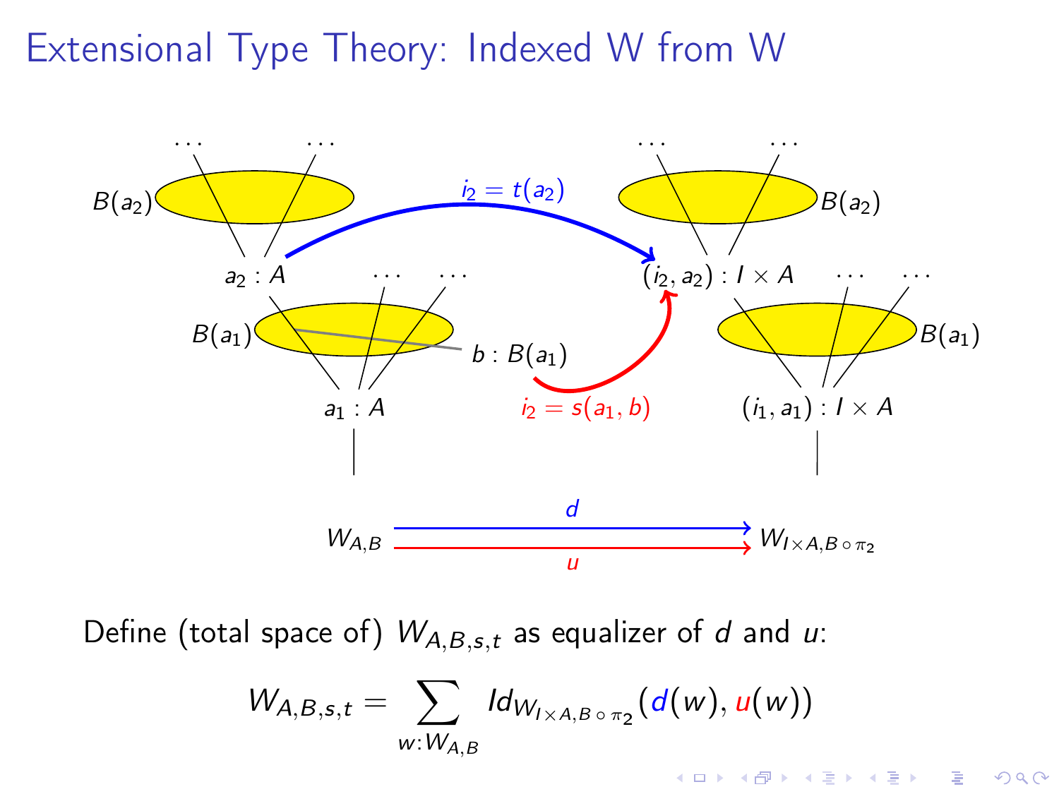# Extensional Type Theory: Indexed W from W

$$W_{A,B} \underset{u}{\overset{d}{\rightrightarrows}} W_{I \times A, B \circ \pi_2}$$

$i_2 = t(a_2)$

$i_2 = s(a_1, b)$

Define (total space of) $W_{A,B,s,t}$ as equalizer of $d$ and $u$:

$$W_{A,B,s,t} = \sum_{w : W_{A,B}} Id_{W_{I \times A, B \circ \pi_2}}(d(w), u(w))$$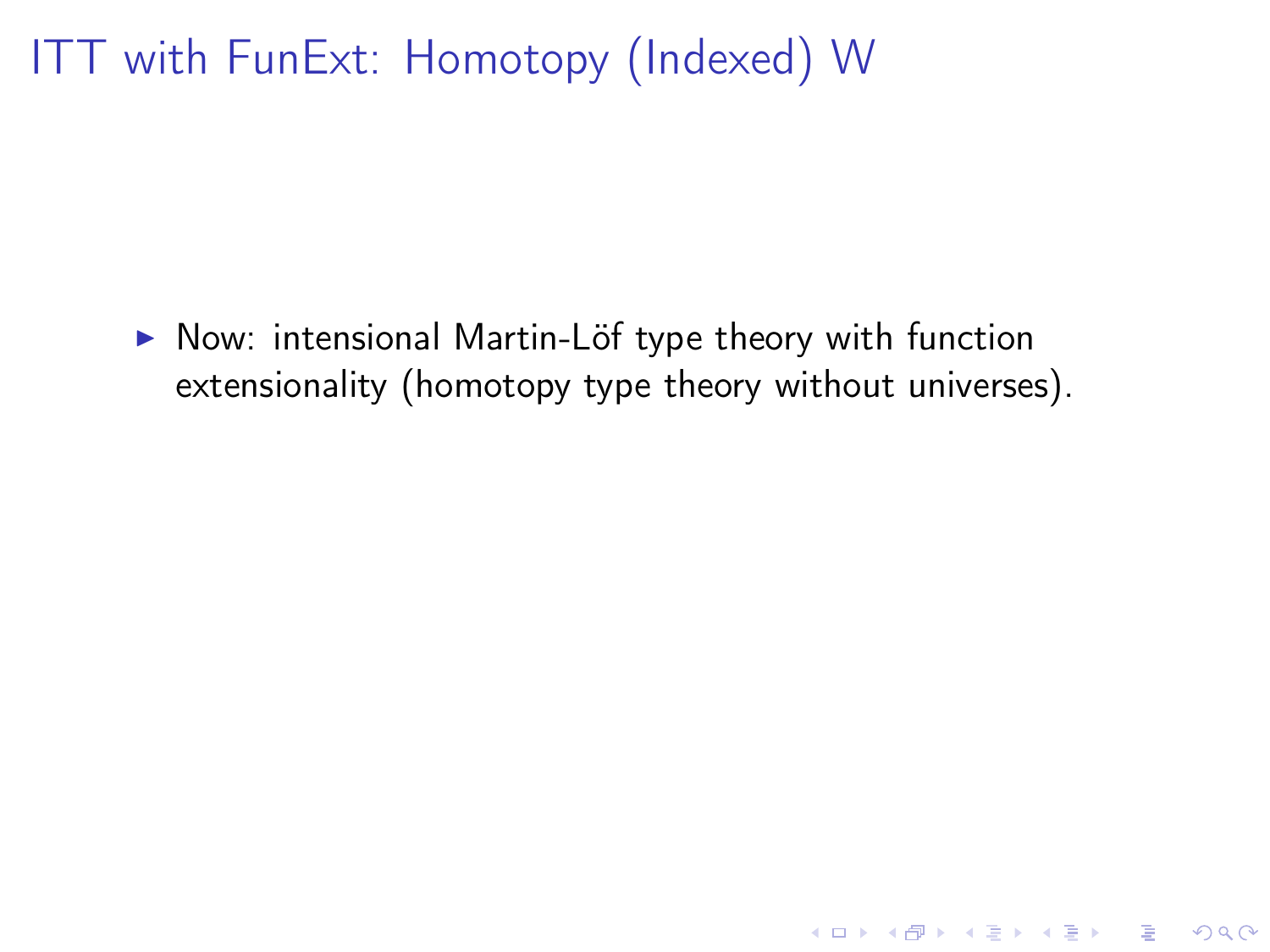# ITT with FunExt: Homotopy (Indexed) W

- Now: intensional Martin-Löf type theory with function extensionality (homotopy type theory without universes).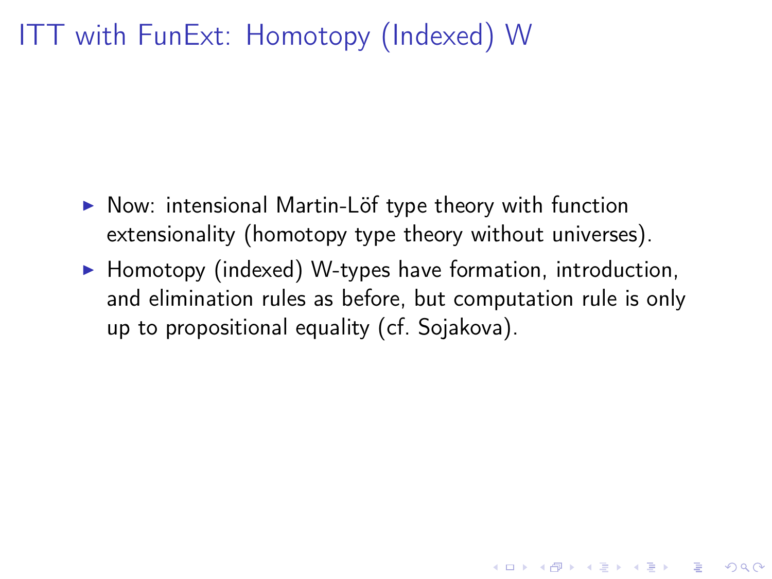# ITT with FunExt: Homotopy (Indexed) W

- Now: intensional Martin-Löf type theory with function extensionality (homotopy type theory without universes).
- Homotopy (indexed) W-types have formation, introduction, and elimination rules as before, but computation rule is only up to propositional equality (cf. Sojakova).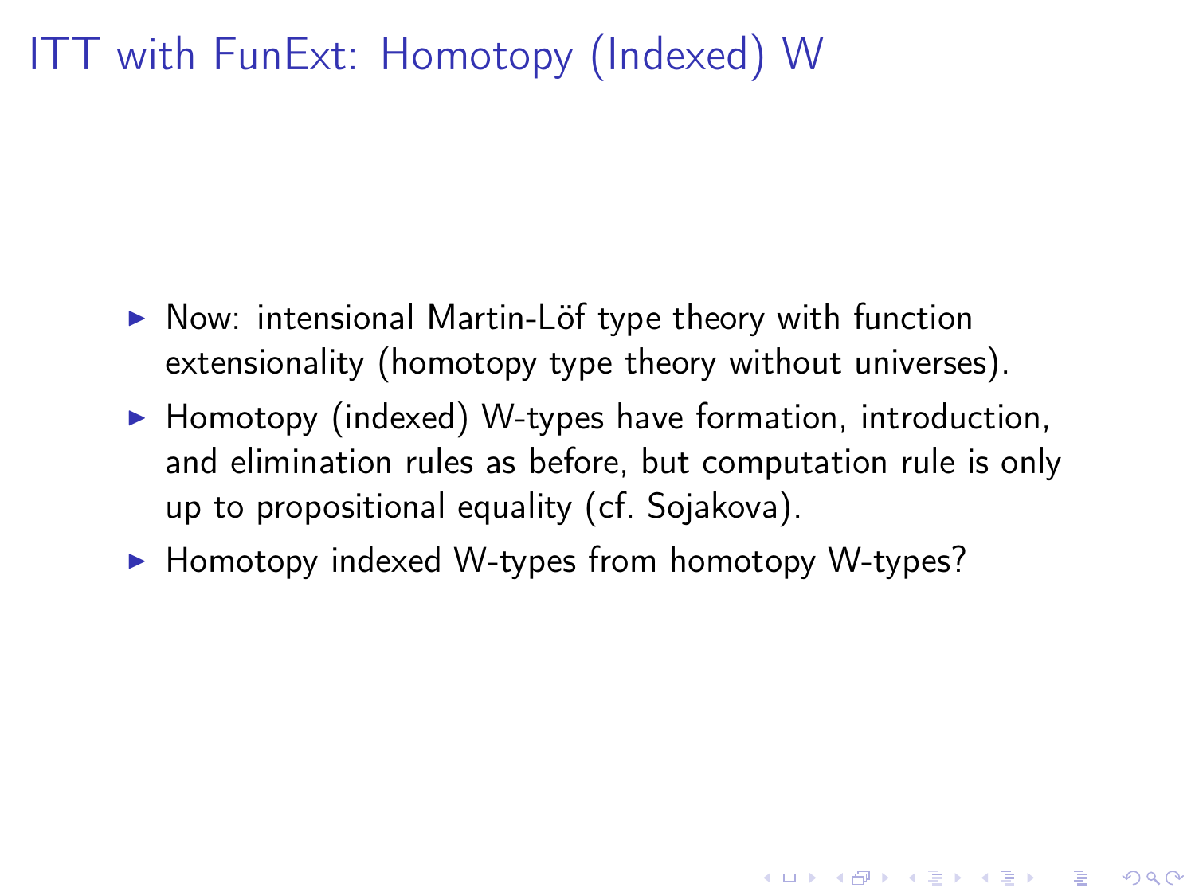# ITT with FunExt: Homotopy (Indexed) W

- Now: intensional Martin-Löf type theory with function extensionality (homotopy type theory without universes).
- Homotopy (indexed) W-types have formation, introduction, and elimination rules as before, but computation rule is only up to propositional equality (cf. Sojakova).
- Homotopy indexed W-types from homotopy W-types?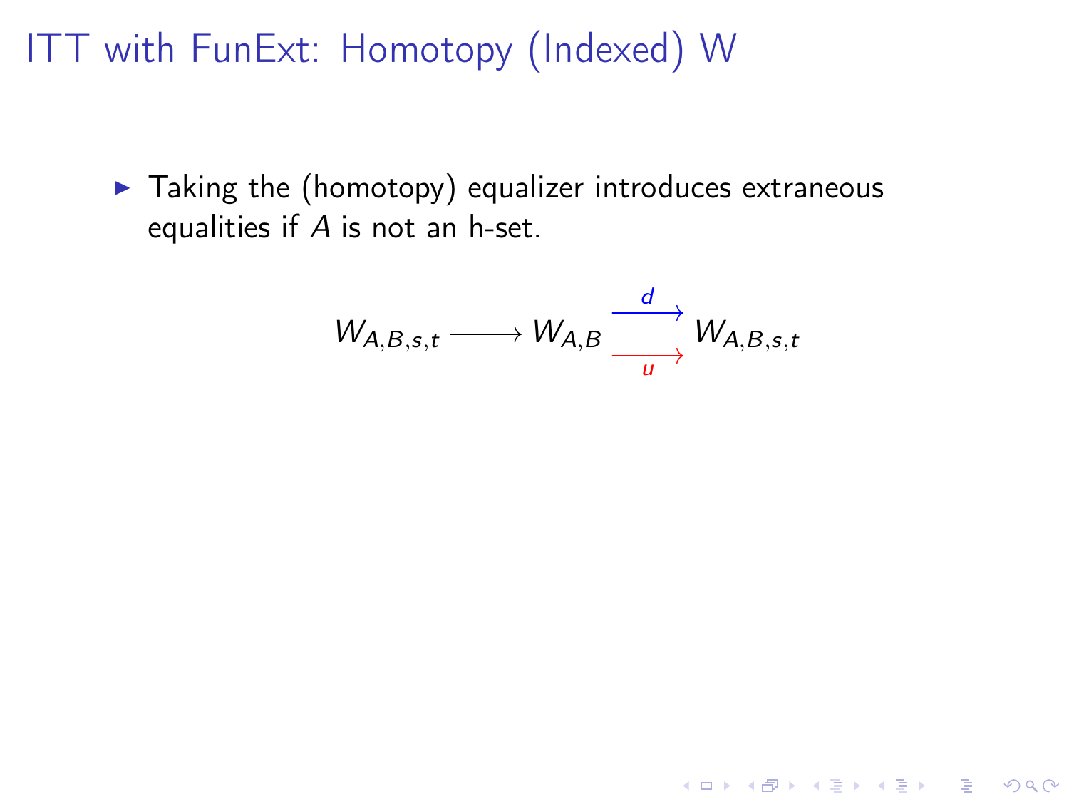# ITT with FunExt: Homotopy (Indexed) W

- Taking the (homotopy) equalizer introduces extraneous equalities if $A$ is not an h-set.

$$W_{A,B,s,t} \longrightarrow W_{A,B} \underset{u}{\overset{d}{\rightrightarrows}} W_{A,B,s,t}$$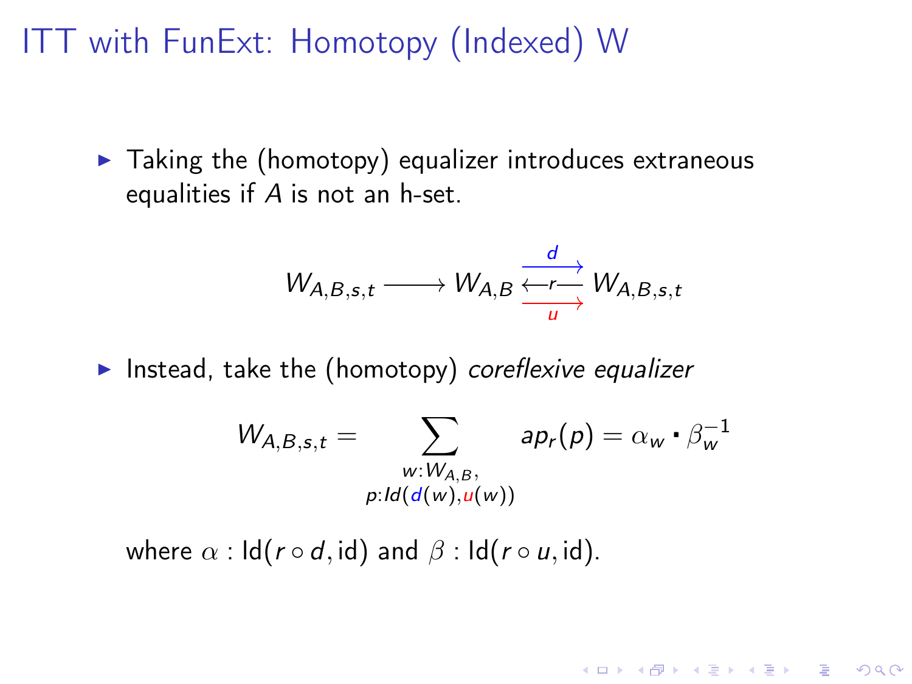# ITT with FunExt: Homotopy (Indexed) W

- Taking the (homotopy) equalizer introduces extraneous equalities if $A$ is not an h-set.

$$W_{A,B,s,t} \longrightarrow W_{A,B} \underset{u}{\overset{d}{\underset{\xleftarrow{r}}{\rightrightarrows}}} W_{A,B,s,t}$$

- Instead, take the (homotopy) *coreflexive equalizer*

$$W_{A,B,s,t} = \sum_{\substack{w : W_{A,B}, \\ p : Id(d(w), u(w))}} ap_r(p) = \alpha_w \cdot \beta_w^{-1}$$

where $\alpha : \mathsf{Id}(r \circ d, \mathsf{id})$ and $\beta : \mathsf{Id}(r \circ u, \mathsf{id})$.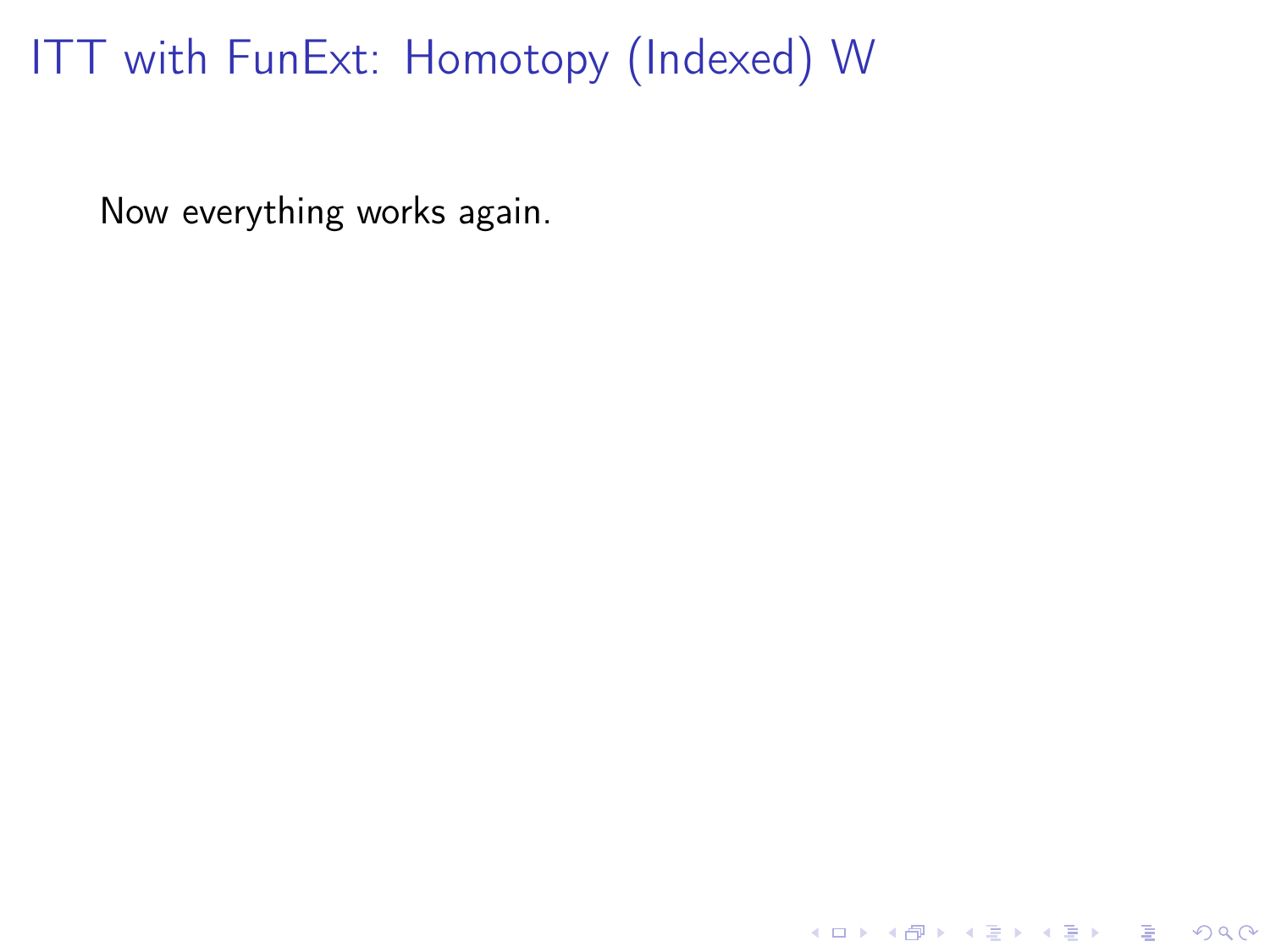# ITT with FunExt: Homotopy (Indexed) W

Now everything works again.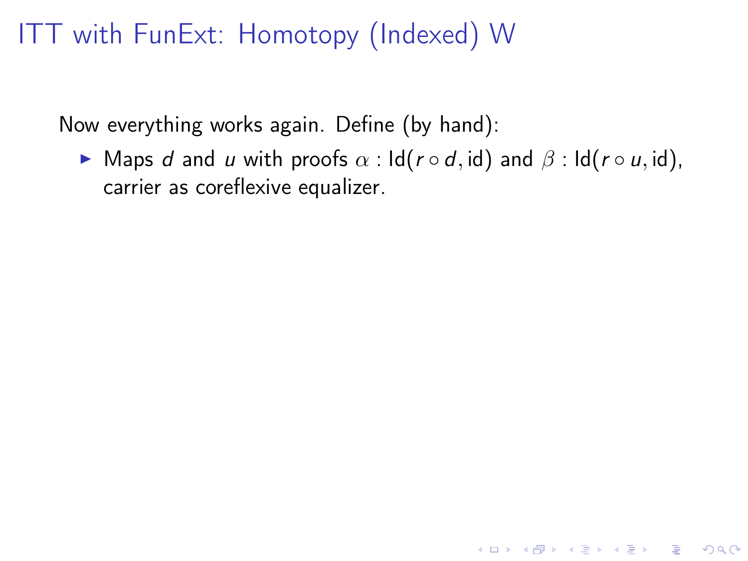# ITT with FunExt: Homotopy (Indexed) W

Now everything works again. Define (by hand):

- Maps $d$ and $u$ with proofs $\alpha : \mathsf{Id}(r \circ d, \mathsf{id})$ and $\beta : \mathsf{Id}(r \circ u, \mathsf{id})$, carrier as coreflexive equalizer.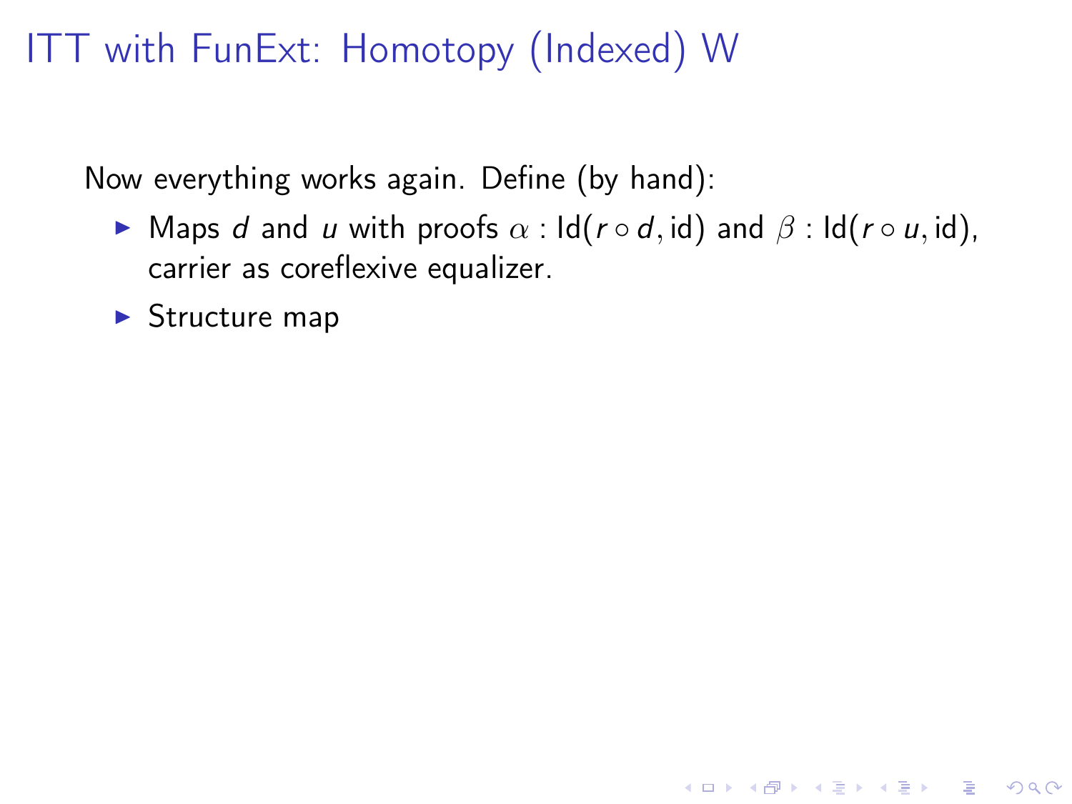# ITT with FunExt: Homotopy (Indexed) W

Now everything works again. Define (by hand):

- Maps $d$ and $u$ with proofs $\alpha : \mathsf{Id}(r \circ d, \mathsf{id})$ and $\beta : \mathsf{Id}(r \circ u, \mathsf{id})$, carrier as coreflexive equalizer.
- Structure map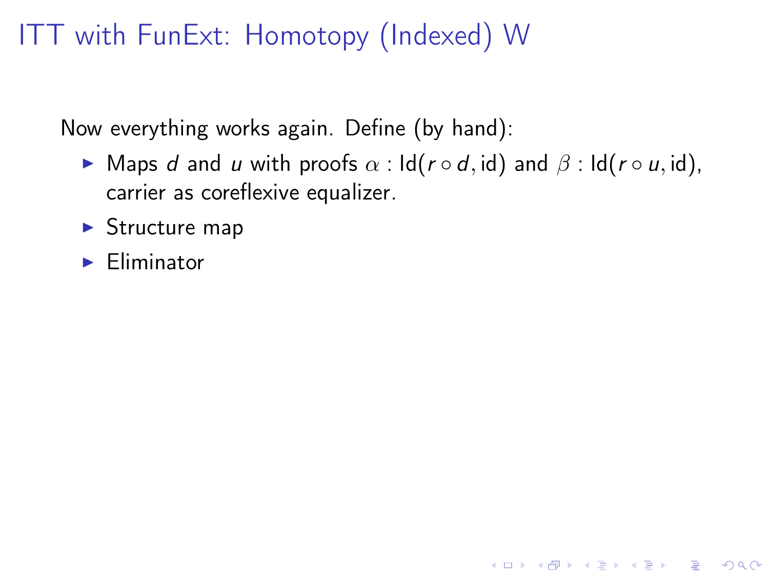# ITT with FunExt: Homotopy (Indexed) W

Now everything works again. Define (by hand):

- Maps $d$ and $u$ with proofs $\alpha : \mathsf{Id}(r \circ d, \mathsf{id})$ and $\beta : \mathsf{Id}(r \circ u, \mathsf{id})$, carrier as coreflexive equalizer.
- Structure map
- Eliminator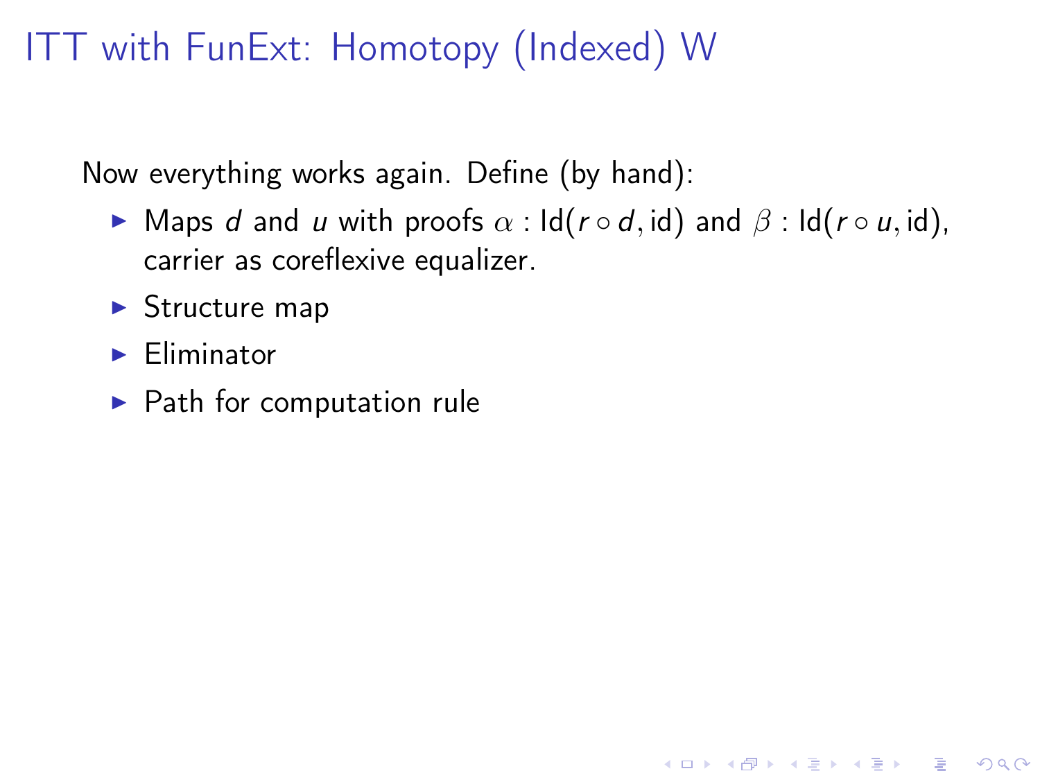# ITT with FunExt: Homotopy (Indexed) W

Now everything works again. Define (by hand):

- Maps $d$ and $u$ with proofs $\alpha : \mathsf{Id}(r \circ d, \mathsf{id})$ and $\beta : \mathsf{Id}(r \circ u, \mathsf{id})$, carrier as coreflexive equalizer.
- Structure map
- Eliminator
- Path for computation rule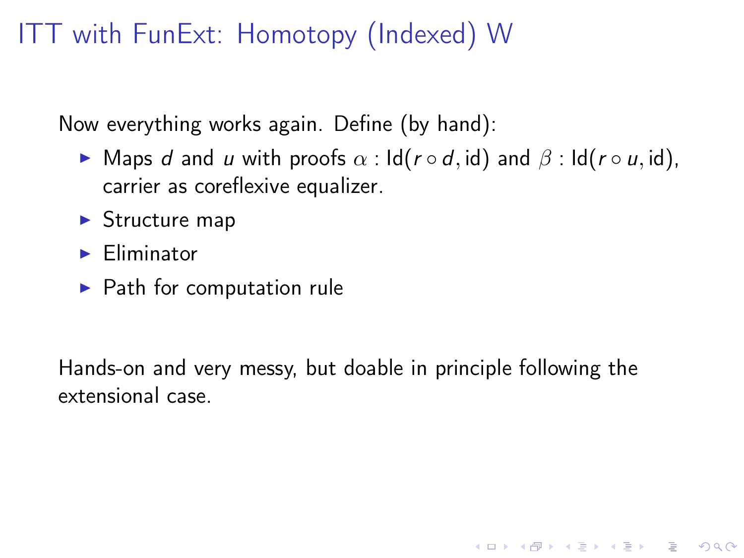# ITT with FunExt: Homotopy (Indexed) W

Now everything works again. Define (by hand):

- Maps $d$ and $u$ with proofs $\alpha : \mathsf{Id}(r \circ d, \mathsf{id})$ and $\beta : \mathsf{Id}(r \circ u, \mathsf{id})$, carrier as coreflexive equalizer.
- Structure map
- Eliminator
- Path for computation rule

Hands-on and very messy, but doable in principle following the extensional case.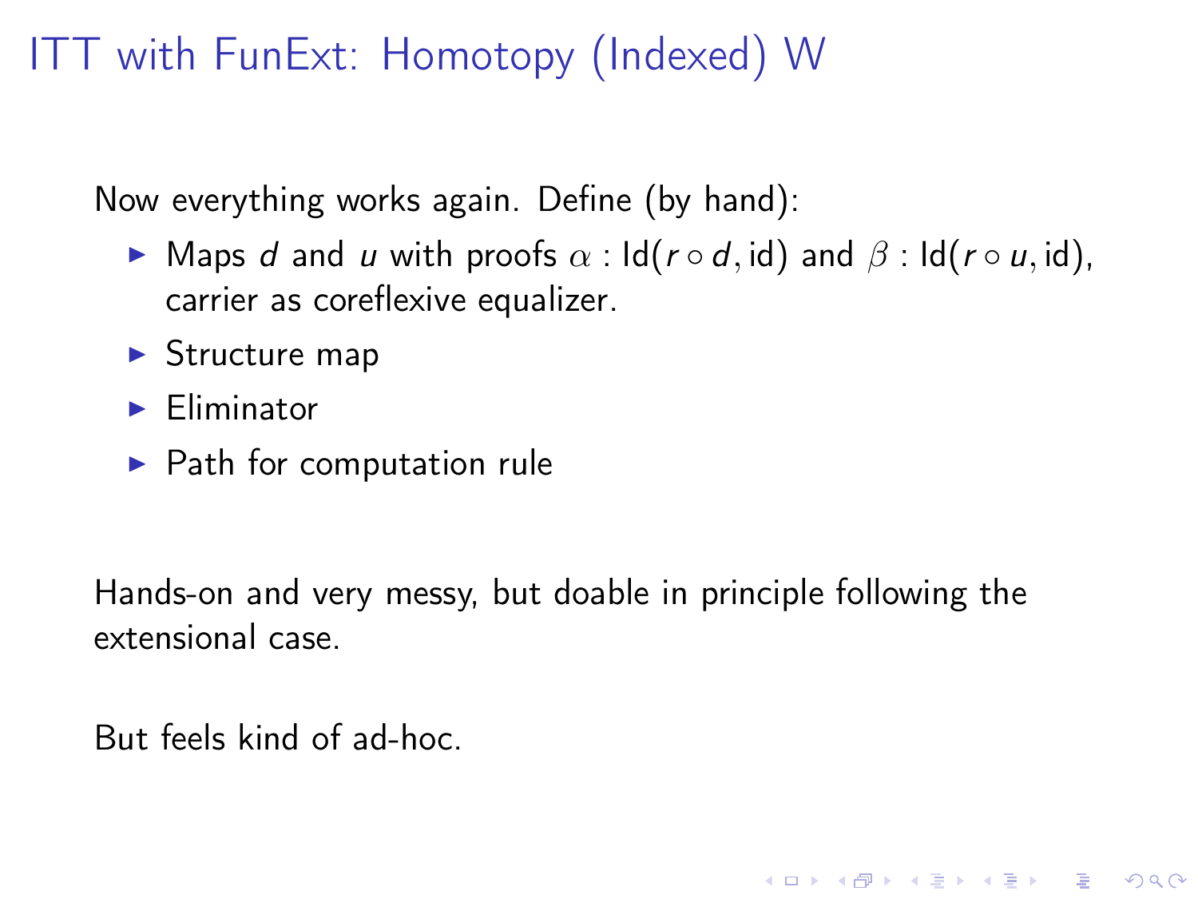# ITT with FunExt: Homotopy (Indexed) W

Now everything works again. Define (by hand):

- Maps $d$ and $u$ with proofs $\alpha : \mathsf{Id}(r \circ d, \mathsf{id})$ and $\beta : \mathsf{Id}(r \circ u, \mathsf{id})$, carrier as coreflexive equalizer.
- Structure map
- Eliminator
- Path for computation rule

Hands-on and very messy, but doable in principle following the extensional case.

But feels kind of ad-hoc.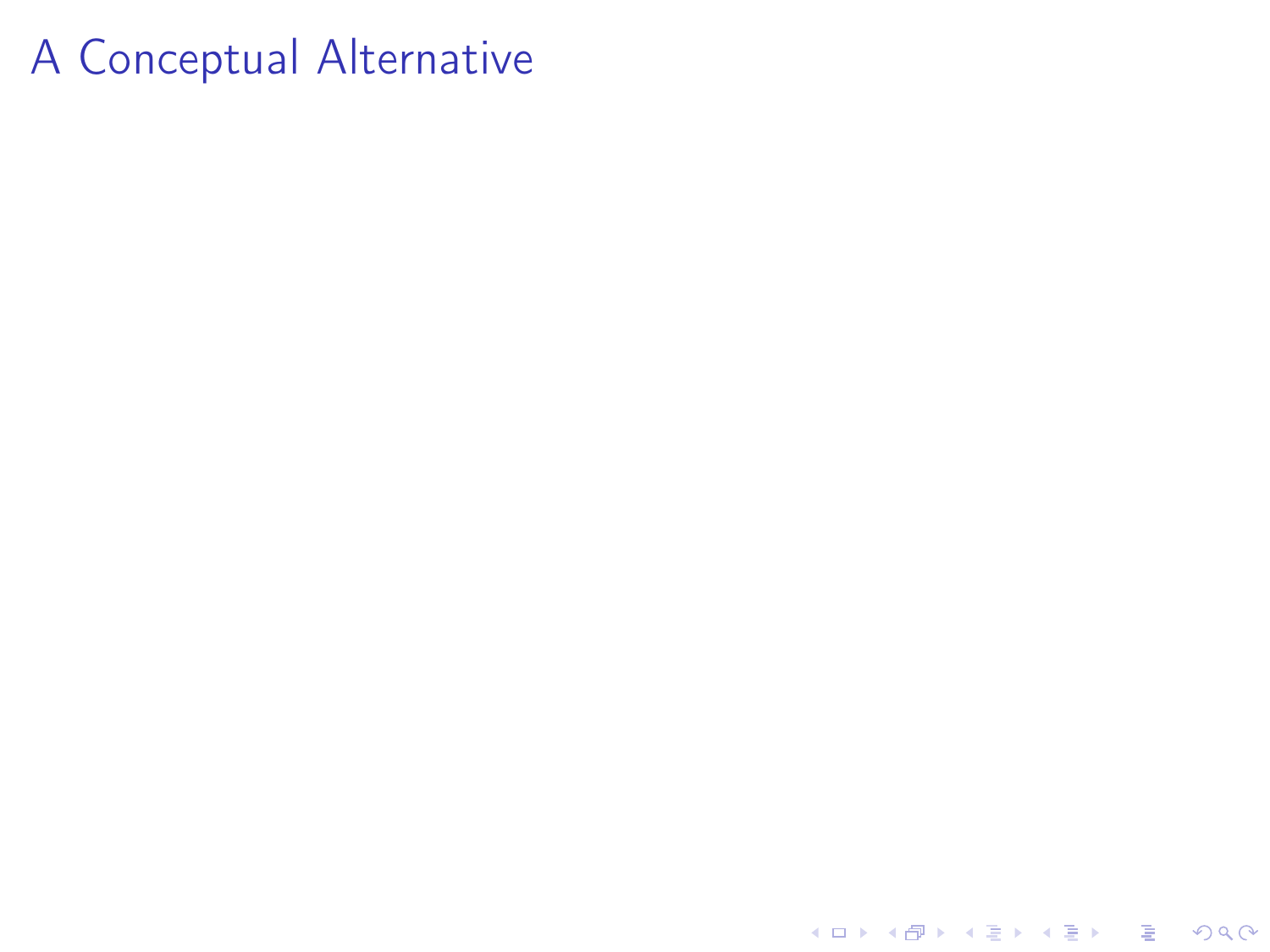# A Conceptual Alternative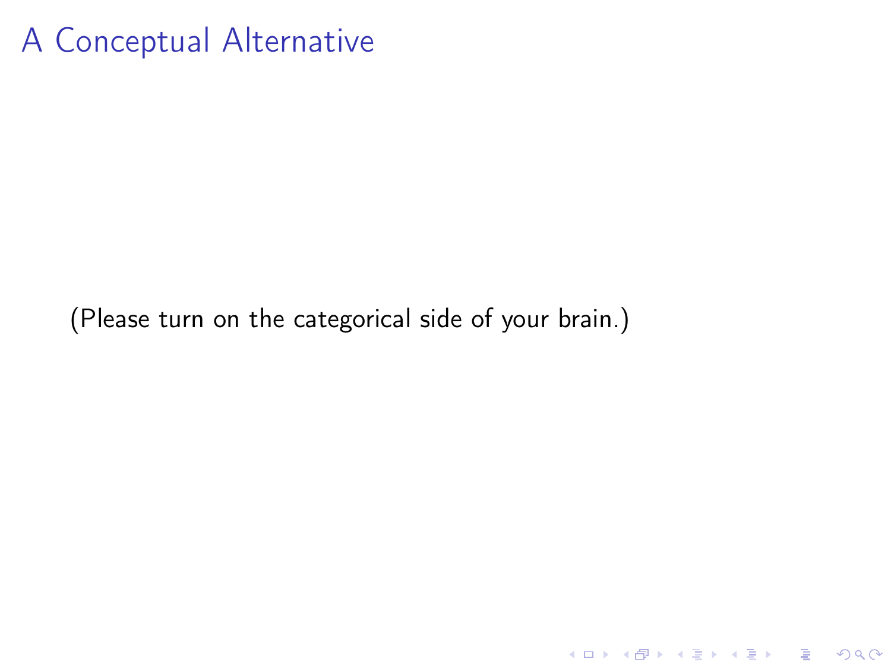# A Conceptual Alternative

(Please turn on the categorical side of your brain.)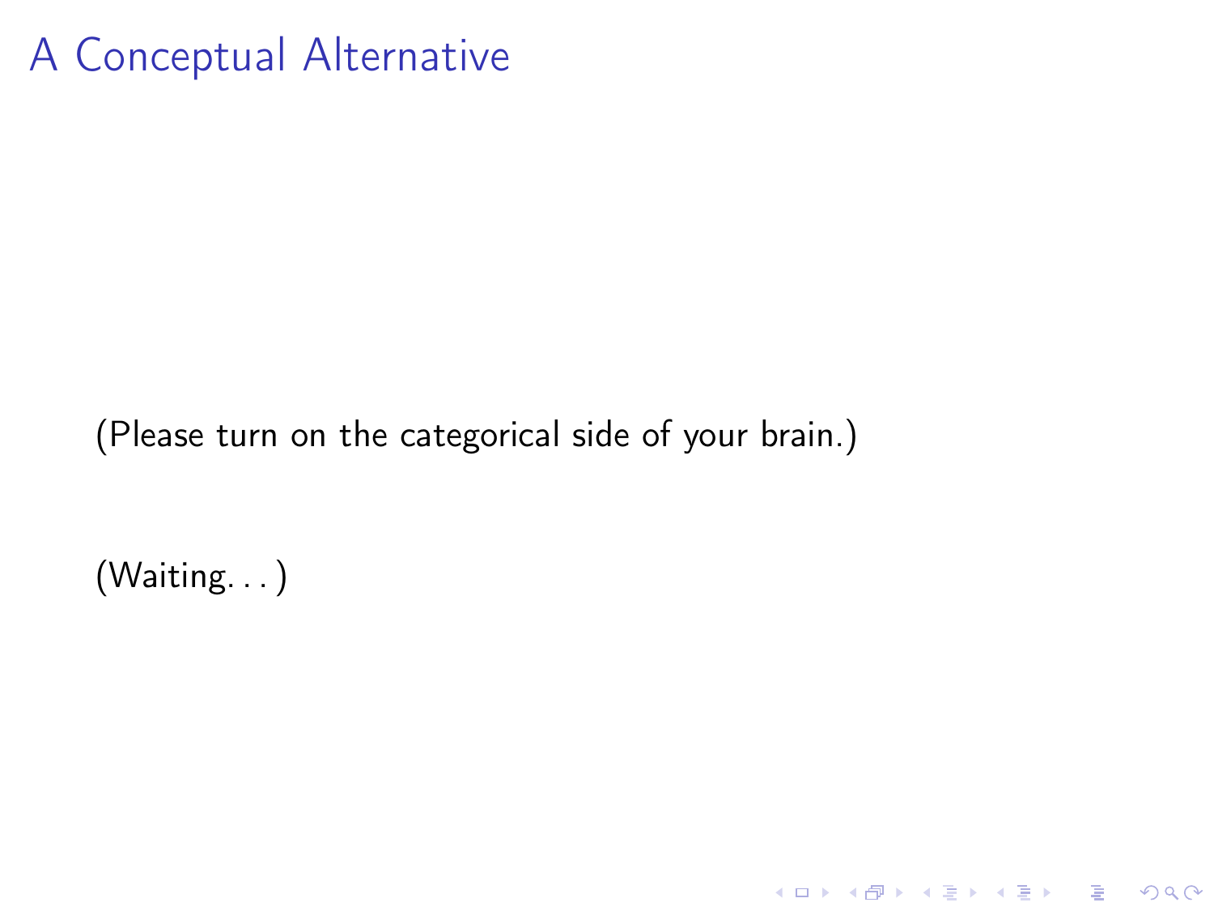# A Conceptual Alternative

(Please turn on the categorical side of your brain.)

(Waiting. . . )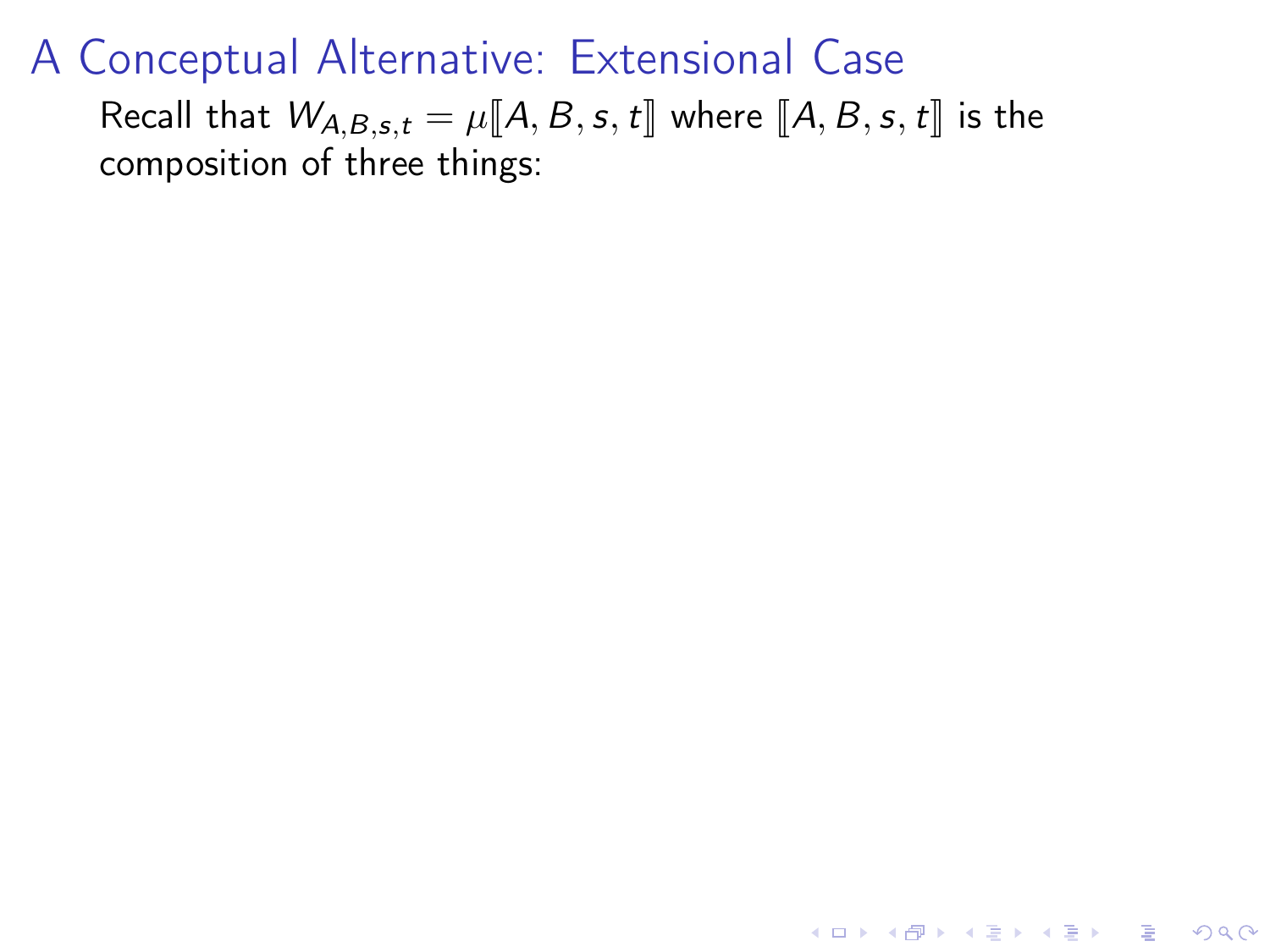# A Conceptual Alternative: Extensional Case

Recall that $W_{A,B,s,t} = \mu[\![A, B, s, t]\!]$ where $[\![A, B, s, t]\!]$ is the composition of three things: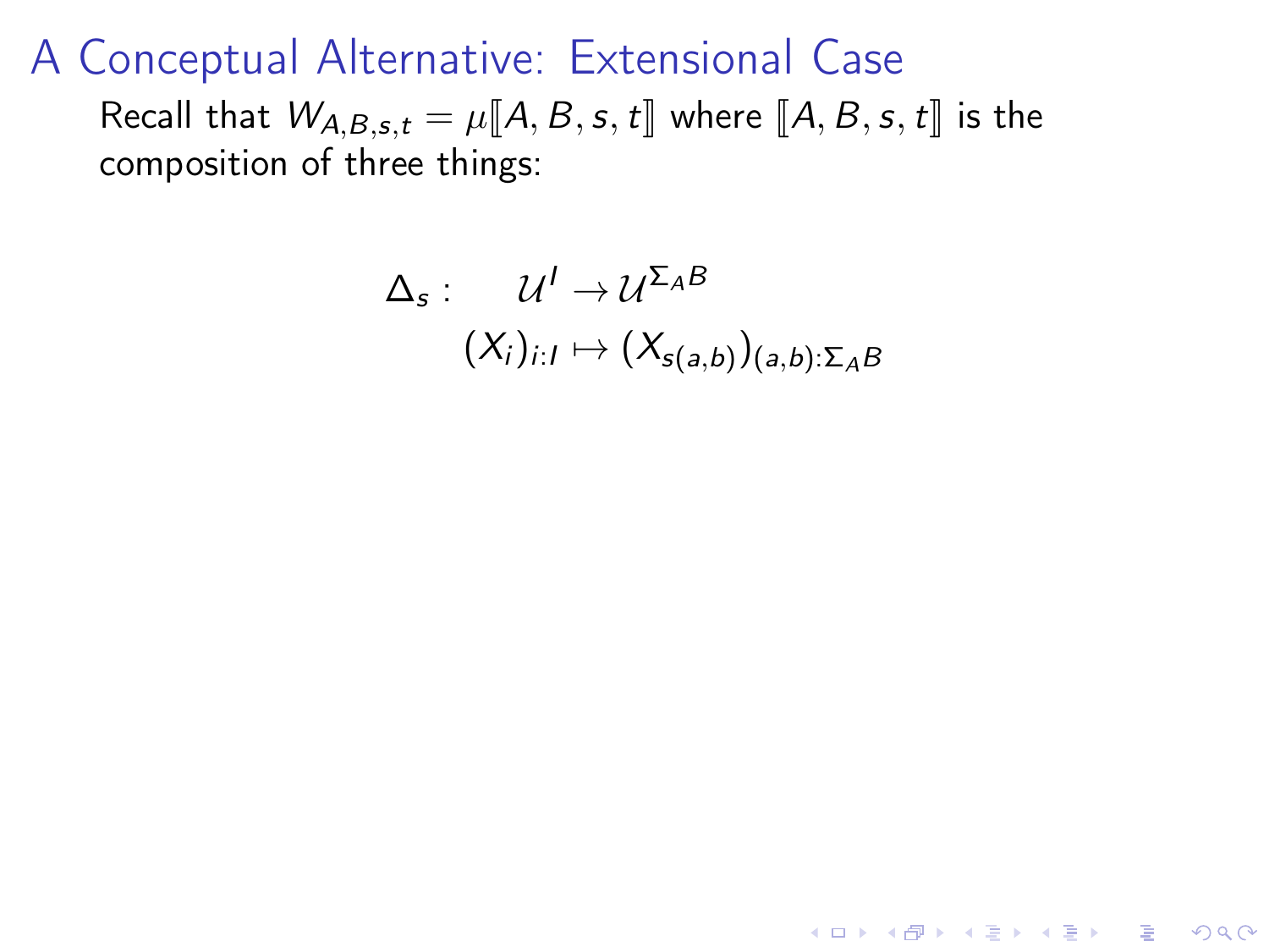# A Conceptual Alternative: Extensional Case

Recall that $W_{A,B,s,t} = \mu[\![A, B, s, t]\!]$ where $[\![A, B, s, t]\!]$ is the composition of three things:

$$
\begin{aligned}
\Delta_s : \quad & \mathcal{U}^I \to \mathcal{U}^{\Sigma_A B} \\
& (X_i)_{i:I} \mapsto (X_{s(a,b)})_{(a,b):\Sigma_A B}
\end{aligned}
$$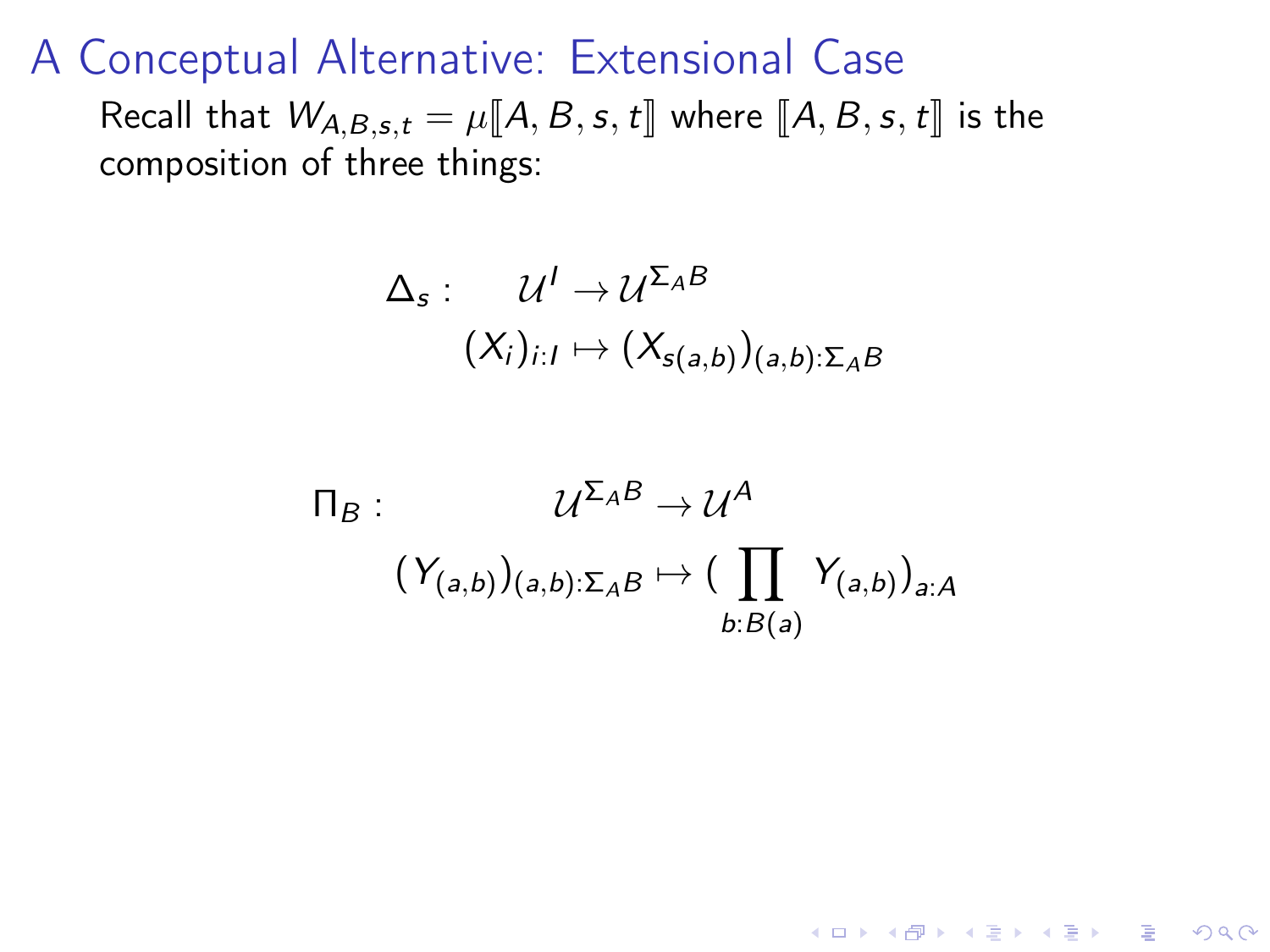# A Conceptual Alternative: Extensional Case

Recall that $W_{A,B,s,t} = \mu[\![A, B, s, t]\!]$ where $[\![A, B, s, t]\!]$ is the composition of three things:

$$\Delta_s : \quad \mathcal{U}^I \to \mathcal{U}^{\Sigma_A B}$$

$$(X_i)_{i:I} \mapsto (X_{s(a,b)})_{(a,b):\Sigma_A B}$$

$$\Pi_B : \quad \mathcal{U}^{\Sigma_A B} \to \mathcal{U}^A$$

$$(Y_{(a,b)})_{(a,b):\Sigma_A B} \mapsto (\prod_{b:B(a)} Y_{(a,b)})_{a:A}$$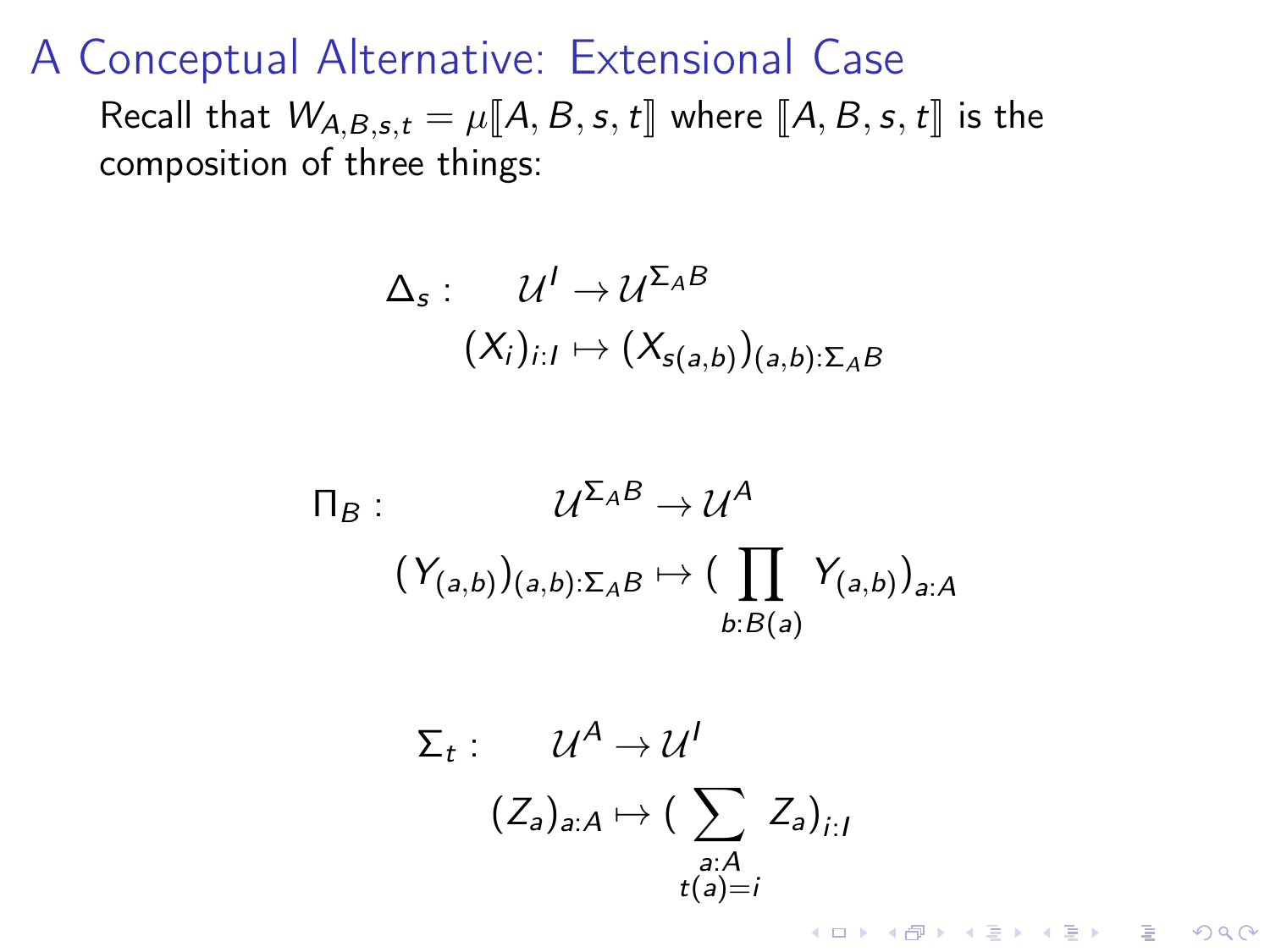# A Conceptual Alternative: Extensional Case

Recall that $W_{A,B,s,t} = \mu[\![A, B, s, t]\!]$ where $[\![A, B, s, t]\!]$ is the composition of three things:

$$\Delta_s : \quad \mathcal{U}^I \to \mathcal{U}^{\Sigma_A B}$$
$$(X_i)_{i:I} \mapsto (X_{s(a,b)})_{(a,b):\Sigma_A B}$$

$$\Pi_B : \quad \mathcal{U}^{\Sigma_A B} \to \mathcal{U}^A$$
$$(Y_{(a,b)})_{(a,b):\Sigma_A B} \mapsto (\prod_{b:B(a)} Y_{(a,b)})_{a:A}$$

$$\Sigma_t : \quad \mathcal{U}^A \to \mathcal{U}^I$$
$$(Z_a)_{a:A} \mapsto (\sum_{\substack{a:A \\ t(a)=i}} Z_a)_{i:I}$$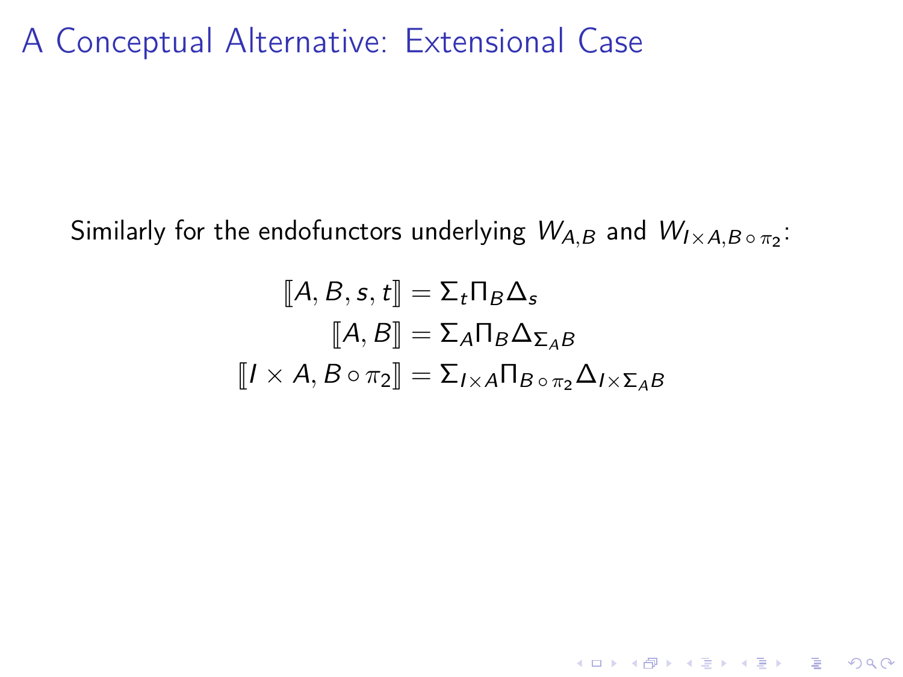# A Conceptual Alternative: Extensional Case

Similarly for the endofunctors underlying $W_{A,B}$ and $W_{I \times A, B \circ \pi_2}$:

$$
\begin{aligned}
[\![A, B, s, t]\!] &= \Sigma_t \Pi_B \Delta_s \\
[\![A, B]\!] &= \Sigma_A \Pi_B \Delta_{\Sigma_A B} \\
[\![I \times A, B \circ \pi_2]\!] &= \Sigma_{I \times A} \Pi_{B \circ \pi_2} \Delta_{I \times \Sigma_A B}
\end{aligned}
$$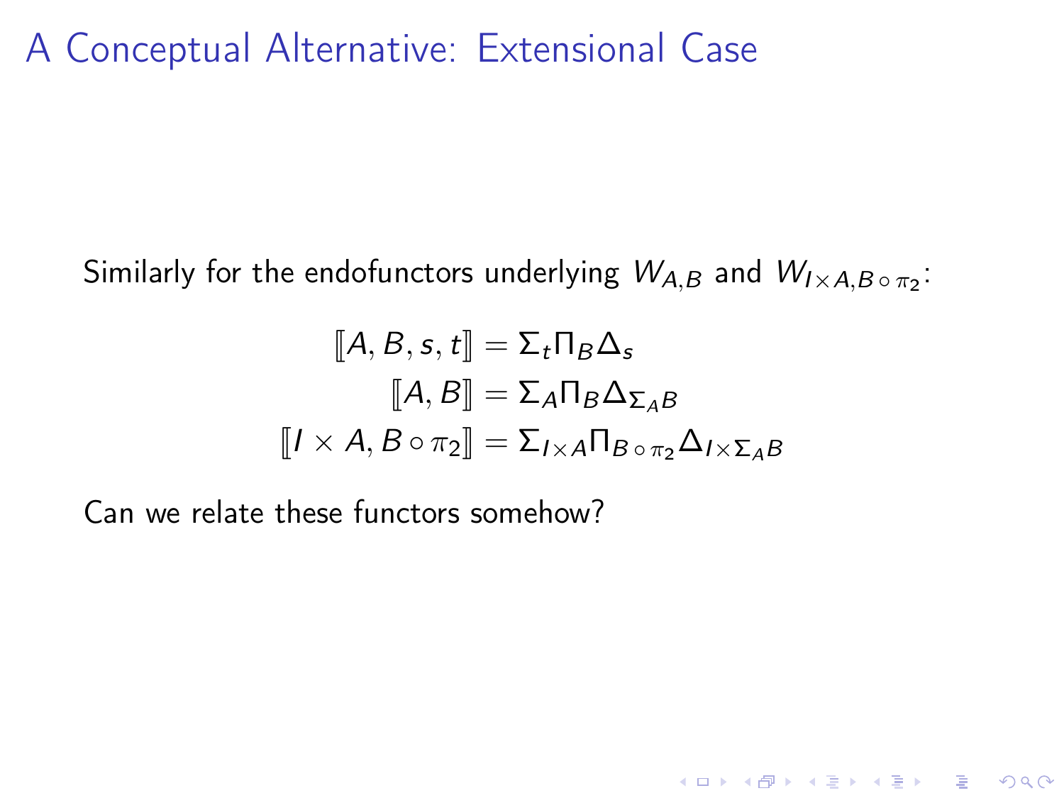# A Conceptual Alternative: Extensional Case

Similarly for the endofunctors underlying $W_{A,B}$ and $W_{I \times A, B \circ \pi_2}$:

$$
\begin{aligned}
[\![A, B, s, t]\!] &= \Sigma_t \Pi_B \Delta_s \\
[\![A, B]\!] &= \Sigma_A \Pi_B \Delta_{\Sigma_A B} \\
[\![I \times A, B \circ \pi_2]\!] &= \Sigma_{I \times A} \Pi_{B \circ \pi_2} \Delta_{I \times \Sigma_A B}
\end{aligned}
$$

Can we relate these functors somehow?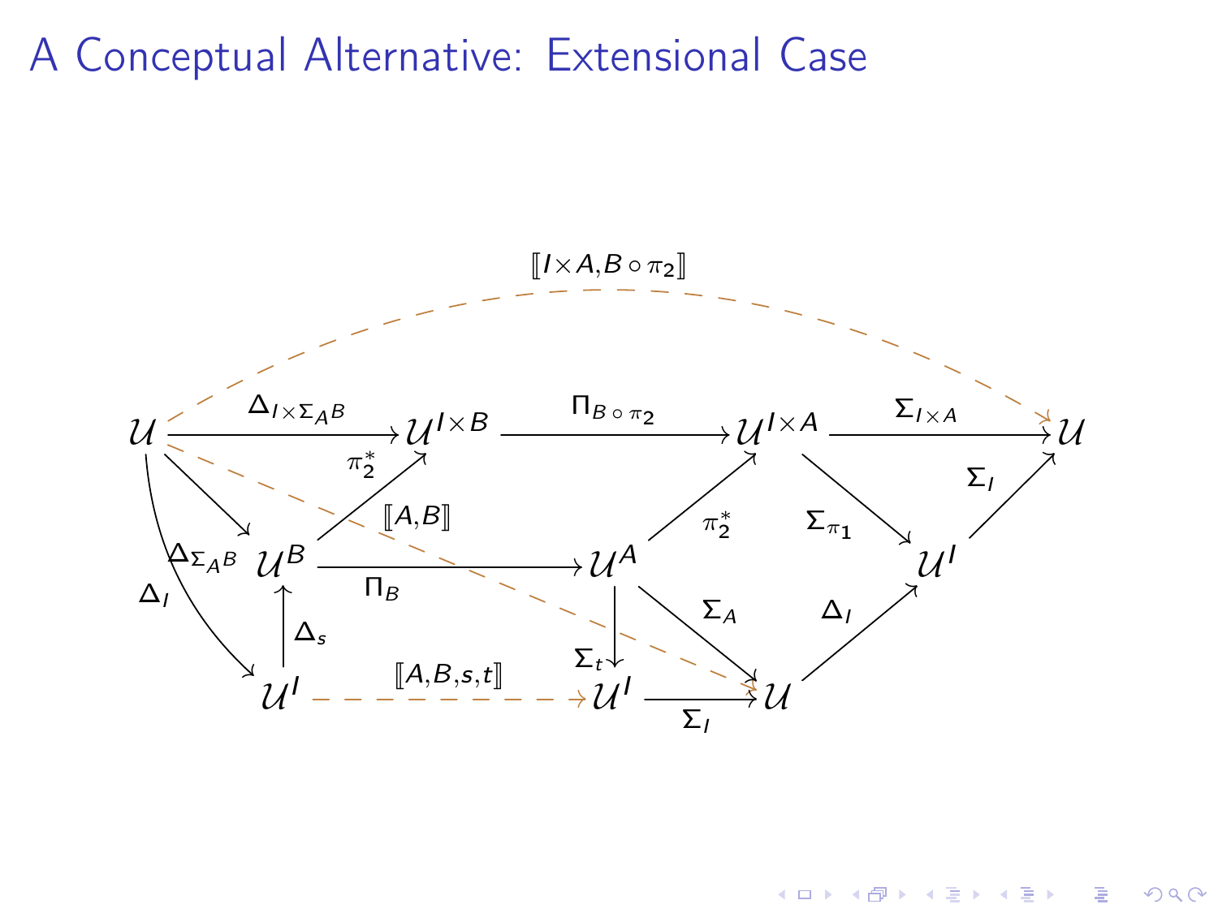# A Conceptual Alternative: Extensional Case

$$
\begin{array}{ccccccc}
\mathcal{U} & \xrightarrow{\Delta_{I\times\Sigma_A B}} & \mathcal{U}^{I\times B} & \xrightarrow{\Pi_{B\circ\pi_2}} & \mathcal{U}^{I\times A} & \xrightarrow{\Sigma_{I\times A}} & \mathcal{U} \\
\mathcal{U} \xrightarrow{\Delta_{\Sigma_A B}} \mathcal{U}^B & & \mathcal{U}^B \xrightarrow{\pi_2^*} \mathcal{U}^{I\times B} & & \mathcal{U}^A \xrightarrow{\pi_2^*} \mathcal{U}^{I\times A} & & \mathcal{U}^{I\times A} \xrightarrow{\Sigma_{\pi_1}} \mathcal{U}^I \xrightarrow{\Sigma_I} \mathcal{U} \\
\mathcal{U}^B & \xrightarrow{\Pi_B} & \mathcal{U}^A & \xrightarrow{\Sigma_A} & \mathcal{U} & \xrightarrow{\Delta_I} & \mathcal{U}^I \\
\mathcal{U} \xrightarrow{\Delta_I} \mathcal{U}^I & \xrightarrow{\Delta_s} \mathcal{U}^B & \mathcal{U}^A \xrightarrow{\Sigma_t} \mathcal{U}^I & & & & \\
\mathcal{U}^I & \overset{[\![A,B,s,t]\!]}{\dashrightarrow} & \mathcal{U}^I & \xrightarrow{\Sigma_I} & \mathcal{U} & &
\end{array}
$$

Dashed arrows: $\mathcal{U} \overset{[\![I\times A, B\circ\pi_2]\!]}{\dashrightarrow} \mathcal{U}$, $\mathcal{U} \overset{[\![A,B]\!]}{\dashrightarrow} \mathcal{U}$, $\mathcal{U}^I \overset{[\![A,B,s,t]\!]}{\dashrightarrow} \mathcal{U}^I$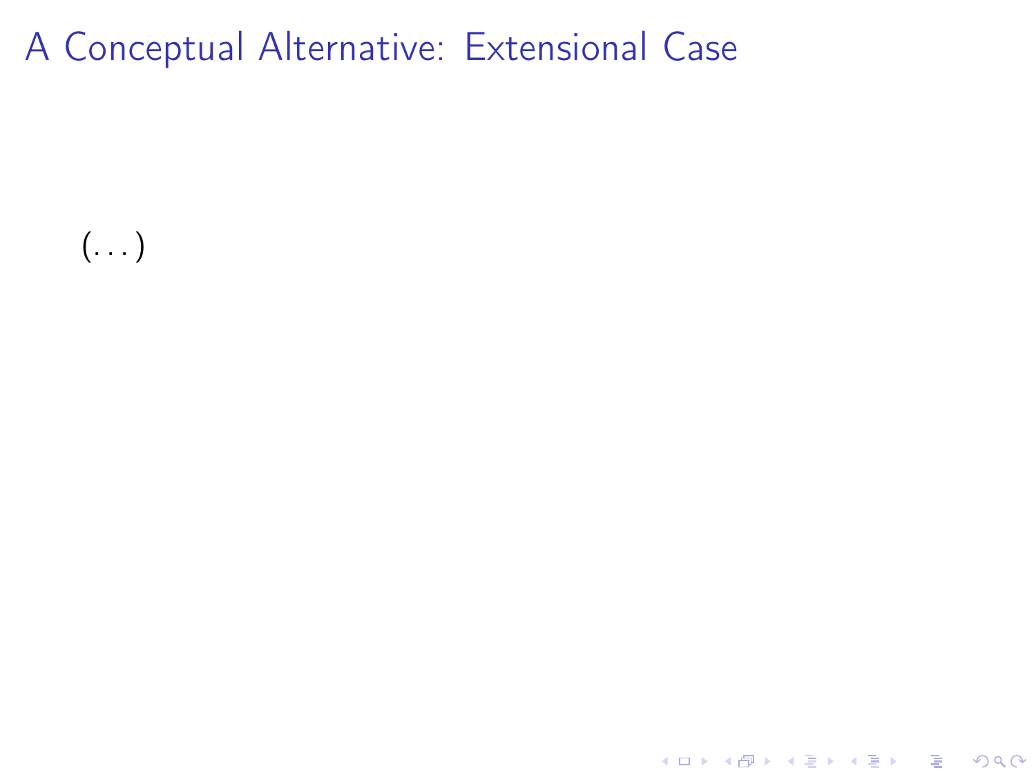# A Conceptual Alternative: Extensional Case

(. . . )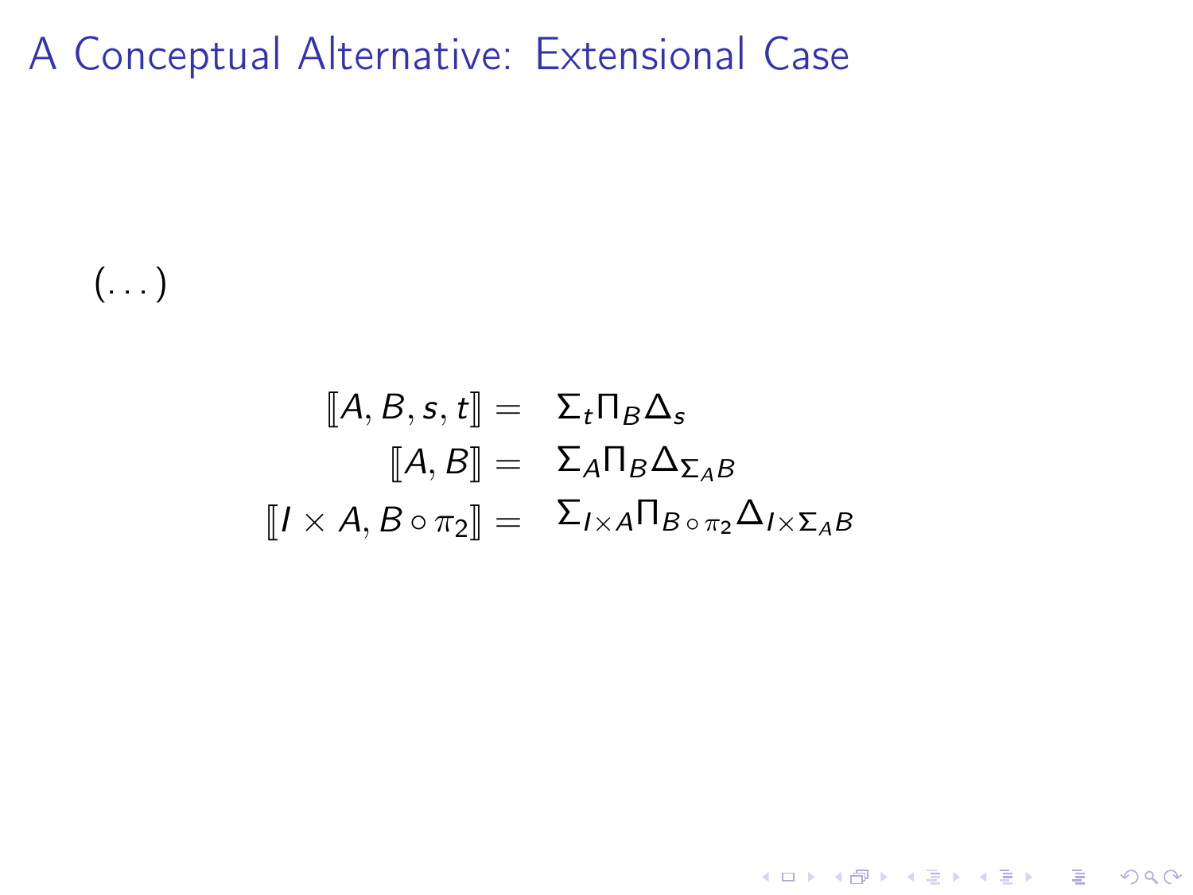# A Conceptual Alternative: Extensional Case

(. . . )

$$
\begin{aligned}
[\![A, B, s, t]\!] &= \Sigma_t \Pi_B \Delta_s \\
[\![A, B]\!] &= \Sigma_A \Pi_B \Delta_{\Sigma_A B} \\
[\![I \times A, B \circ \pi_2]\!] &= \Sigma_{I \times A} \Pi_{B \circ \pi_2} \Delta_{I \times \Sigma_A B}
\end{aligned}
$$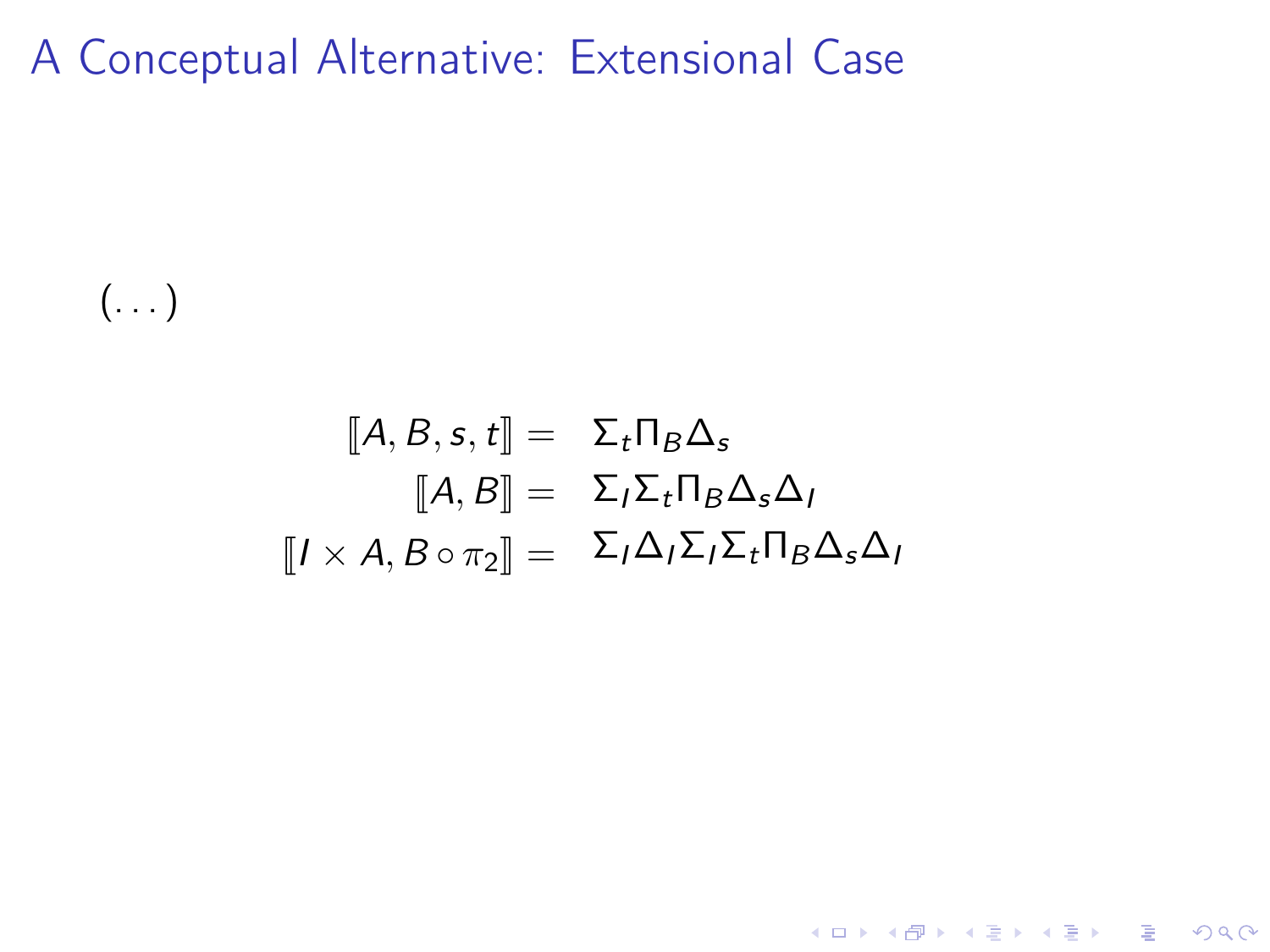# A Conceptual Alternative: Extensional Case

(. . . )

$$
\begin{aligned}
[\![A, B, s, t]\!] &= \Sigma_t \Pi_B \Delta_s \\
[\![A, B]\!] &= \Sigma_I \Sigma_t \Pi_B \Delta_s \Delta_I \\
[\![I \times A, B \circ \pi_2]\!] &= \Sigma_I \Delta_I \Sigma_I \Sigma_t \Pi_B \Delta_s \Delta_I
\end{aligned}
$$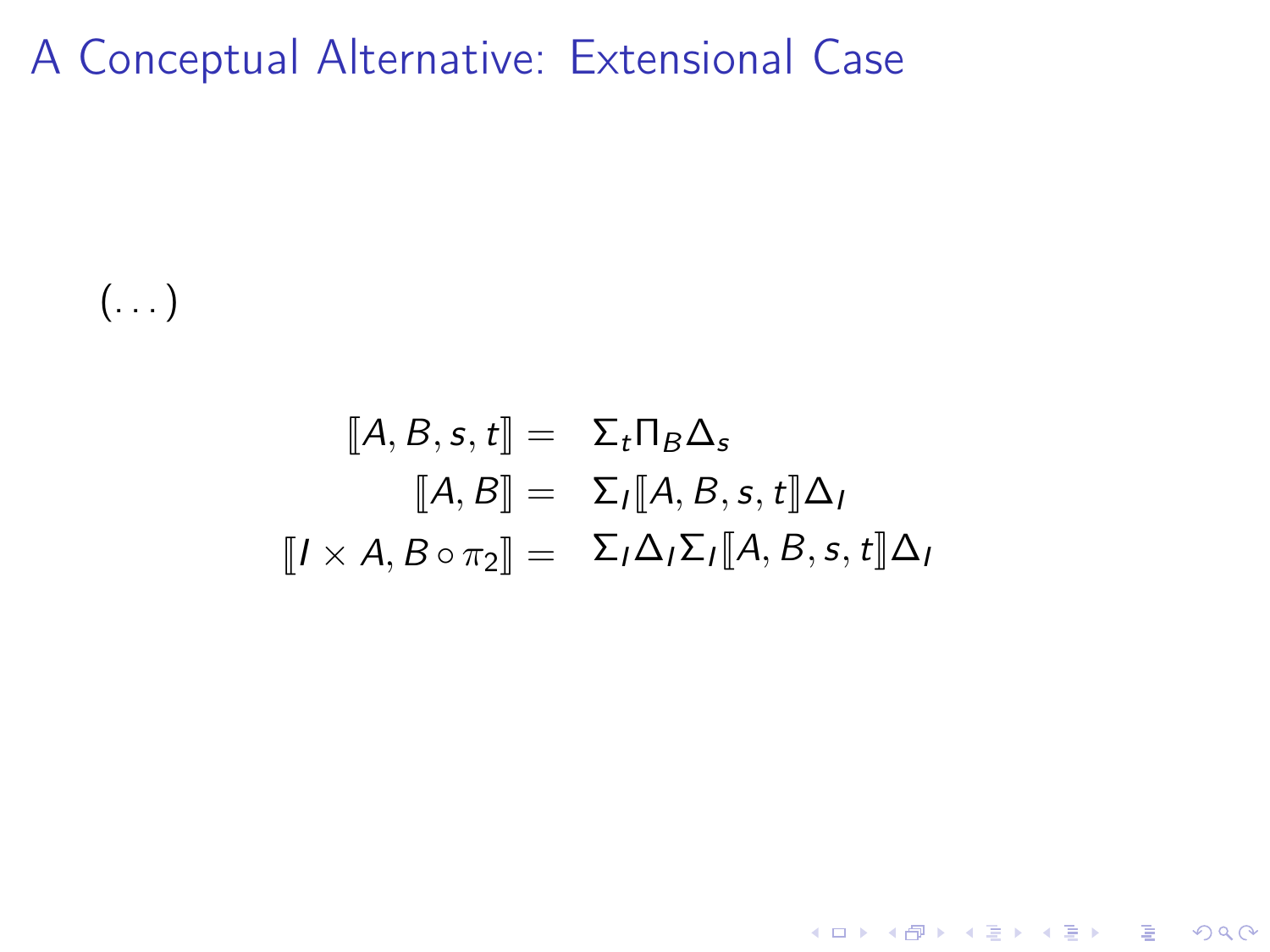# A Conceptual Alternative: Extensional Case

(...)

$$
\begin{aligned}
[\![A, B, s, t]\!] &= \Sigma_t \Pi_B \Delta_s \\
[\![A, B]\!] &= \Sigma_I [\![A, B, s, t]\!] \Delta_I \\
[\![I \times A, B \circ \pi_2]\!] &= \Sigma_I \Delta_I \Sigma_I [\![A, B, s, t]\!] \Delta_I
\end{aligned}
$$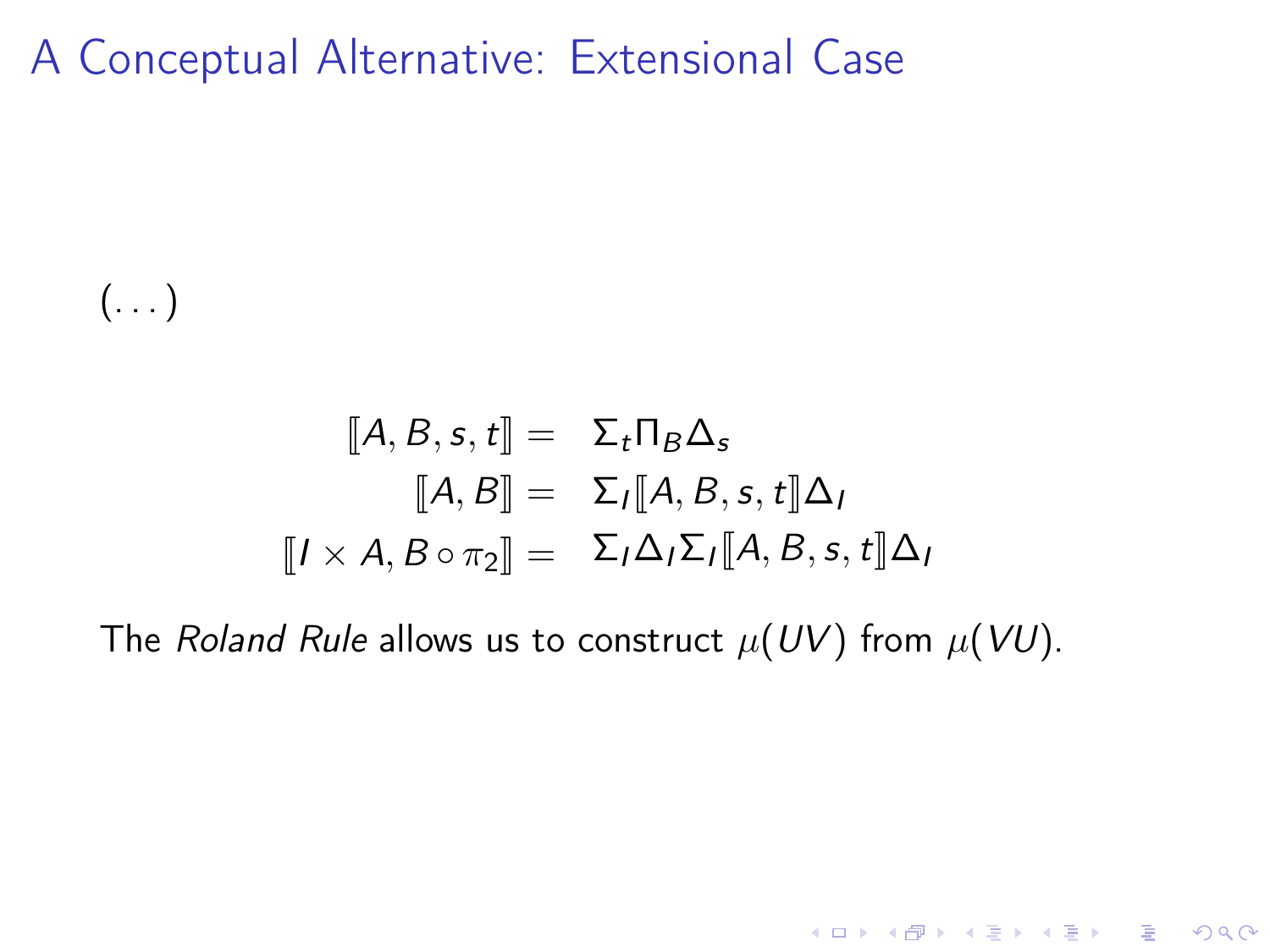# A Conceptual Alternative: Extensional Case

(...)

$$
\begin{aligned}
[\![A, B, s, t]\!] &= \Sigma_t \Pi_B \Delta_s \\
[\![A, B]\!] &= \Sigma_I [\![A, B, s, t]\!] \Delta_I \\
[\![I \times A, B \circ \pi_2]\!] &= \Sigma_I \Delta_I \Sigma_I [\![A, B, s, t]\!] \Delta_I
\end{aligned}
$$

The *Roland Rule* allows us to construct $\mu(UV)$ from $\mu(VU)$.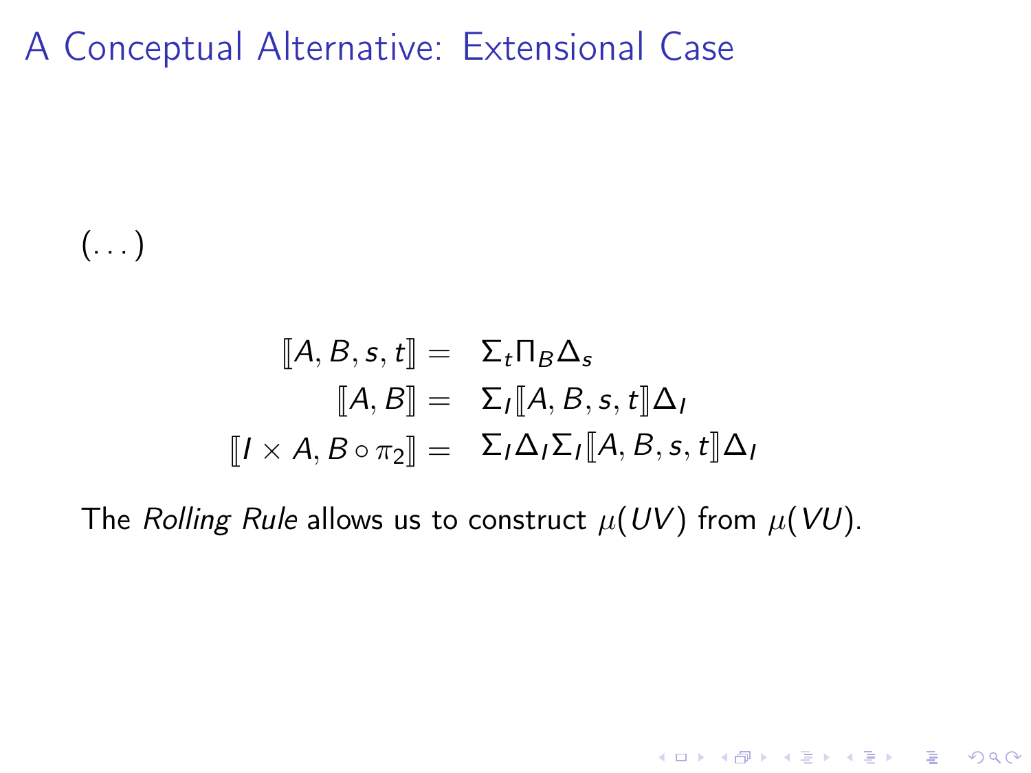# A Conceptual Alternative: Extensional Case

(...)

$$
\begin{aligned}
[\![A, B, s, t]\!] &= \Sigma_t \Pi_B \Delta_s \\
[\![A, B]\!] &= \Sigma_I [\![A, B, s, t]\!] \Delta_I \\
[\![I \times A, B \circ \pi_2]\!] &= \Sigma_I \Delta_I \Sigma_I [\![A, B, s, t]\!] \Delta_I
\end{aligned}
$$

The *Rolling Rule* allows us to construct $\mu(UV)$ from $\mu(VU)$.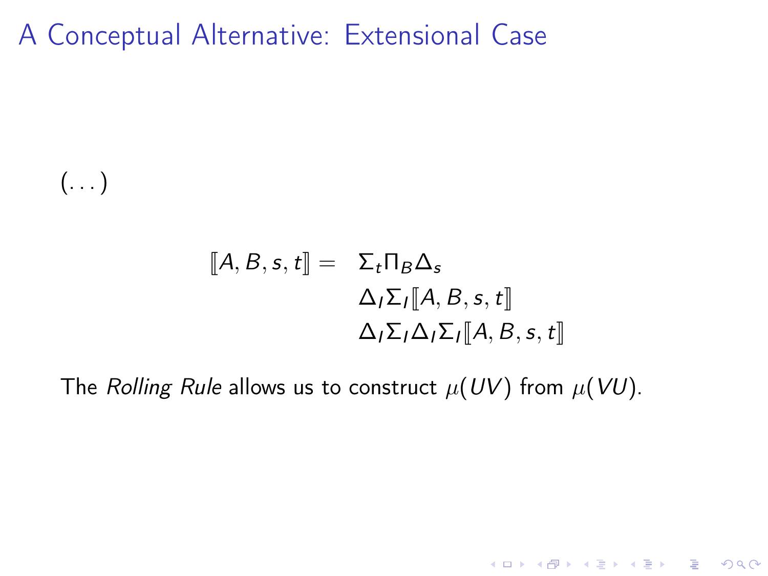# A Conceptual Alternative: Extensional Case

(...)

$$
\begin{aligned}
[\![A, B, s, t]\!] = \quad & \Sigma_t \Pi_B \Delta_s \\
& \Delta_I \Sigma_I [\![A, B, s, t]\!] \\
& \Delta_I \Sigma_I \Delta_I \Sigma_I [\![A, B, s, t]\!]
\end{aligned}
$$

The *Rolling Rule* allows us to construct $\mu(UV)$ from $\mu(VU)$.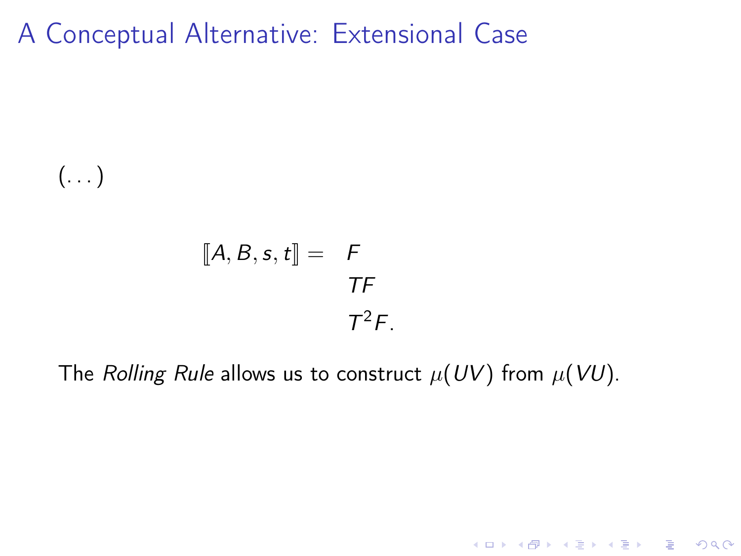# A Conceptual Alternative: Extensional Case

(...)

$$
\begin{aligned}
[\![A, B, s, t]\!] = \quad & F \\
& TF \\
& T^2F.
\end{aligned}
$$

The *Rolling Rule* allows us to construct $\mu(UV)$ from $\mu(VU)$.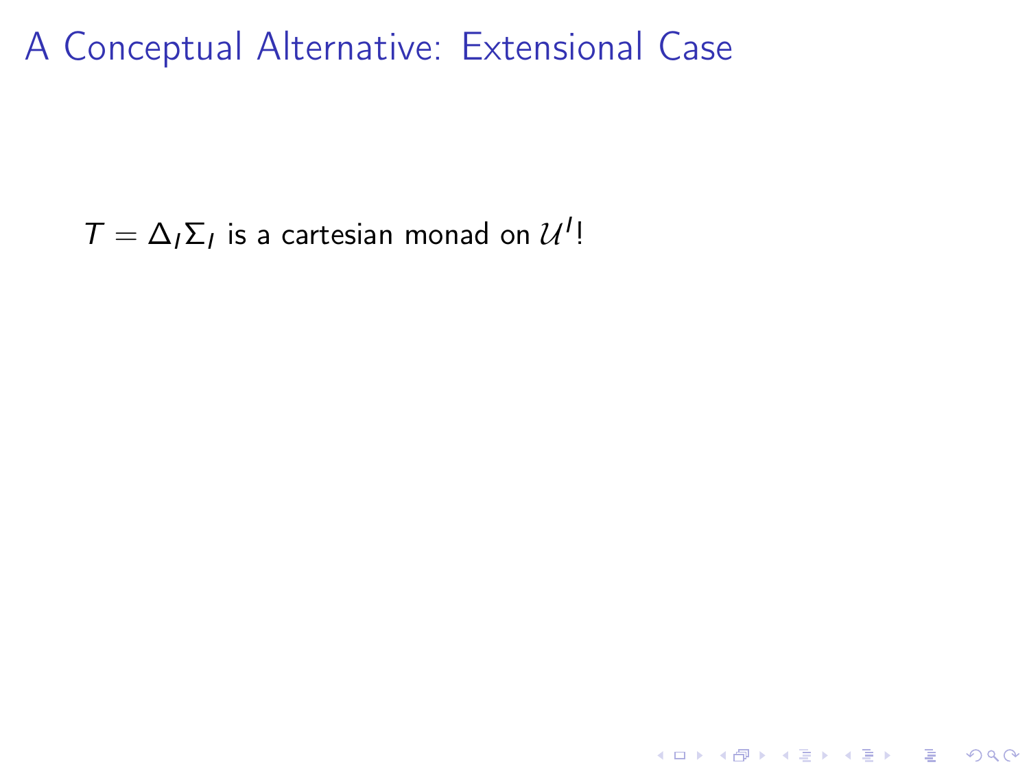# A Conceptual Alternative: Extensional Case

$T = \Delta_I \Sigma_I$ is a cartesian monad on $\mathcal{U}^I$!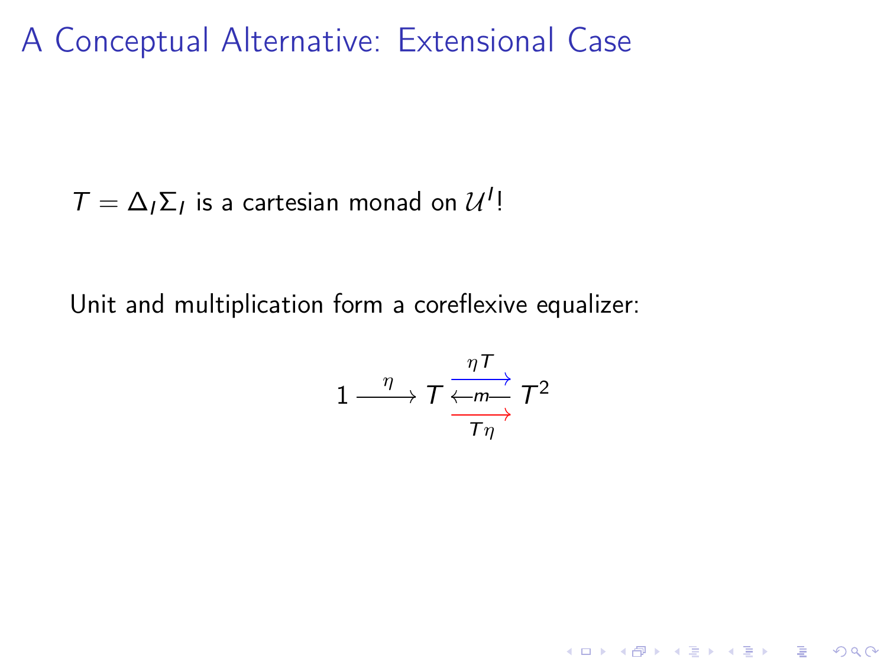# A Conceptual Alternative: Extensional Case

$T = \Delta_I \Sigma_I$ is a cartesian monad on $\mathcal{U}^I$!

Unit and multiplication form a coreflexive equalizer:

$$1 \xrightarrow{\eta} T \underset{T\eta}{\overset{\eta T}{\rightrightarrows}} T^2 \qquad m : T^2 \to T$$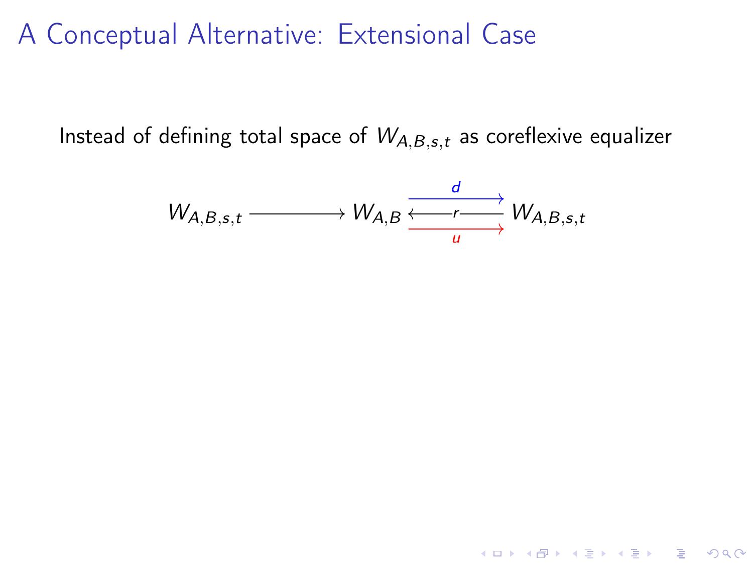# A Conceptual Alternative: Extensional Case

Instead of defining total space of $W_{A,B,s,t}$ as coreflexive equalizer

$$W_{A,B,s,t} \longrightarrow W_{A,B} \underset{\color{red}{u}}{\overset{\color{blue}{d}}{\rightrightarrows}} W_{A,B,s,t} \qquad (r : W_{A,B,s,t} \to W_{A,B})$$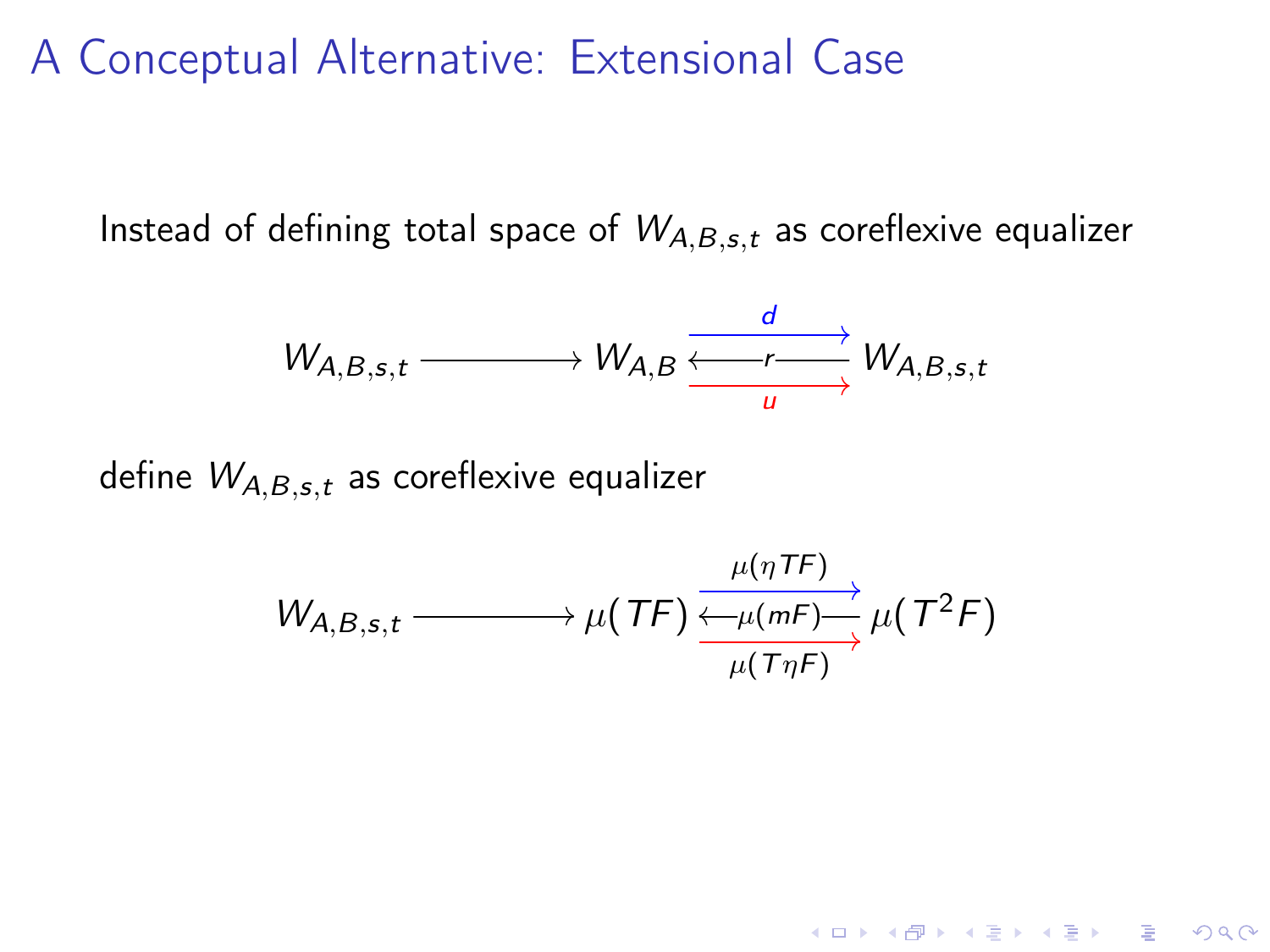# A Conceptual Alternative: Extensional Case

Instead of defining total space of $W_{A,B,s,t}$ as coreflexive equalizer

$$W_{A,B,s,t} \longrightarrow W_{A,B} \underset{u}{\overset{d}{\rightrightarrows}} W_{A,B,s,t} \quad \left(r : W_{A,B,s,t} \to W_{A,B}\right)$$

define $W_{A,B,s,t}$ as coreflexive equalizer

$$W_{A,B,s,t} \longrightarrow \mu(TF) \underset{\mu(T\eta F)}{\overset{\mu(\eta TF)}{\rightrightarrows}} \mu(T^2F) \quad \left(\mu(mF) : \mu(T^2F) \to \mu(TF)\right)$$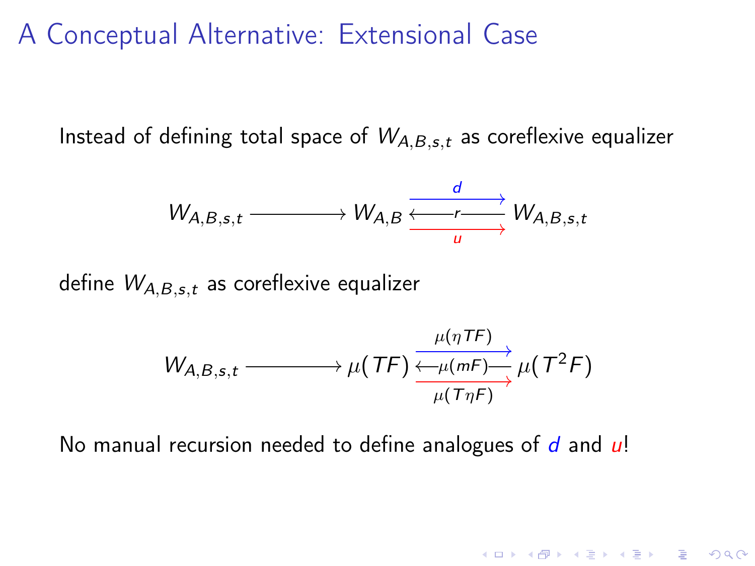# A Conceptual Alternative: Extensional Case

Instead of defining total space of $W_{A,B,s,t}$ as coreflexive equalizer

$$W_{A,B,s,t} \longrightarrow W_{A,B} \; \underset{u}{\overset{d}{\rightrightarrows}} \; W_{A,B,s,t} \qquad r : W_{A,B,s,t} \to W_{A,B}$$

define $W_{A,B,s,t}$ as coreflexive equalizer

$$W_{A,B,s,t} \longrightarrow \mu(TF) \; \underset{\mu(T\eta F)}{\overset{\mu(\eta TF)}{\rightrightarrows}} \; \mu(T^2 F) \qquad \mu(mF) : \mu(T^2 F) \to \mu(TF)$$

No manual recursion needed to define analogues of $d$ and $u$!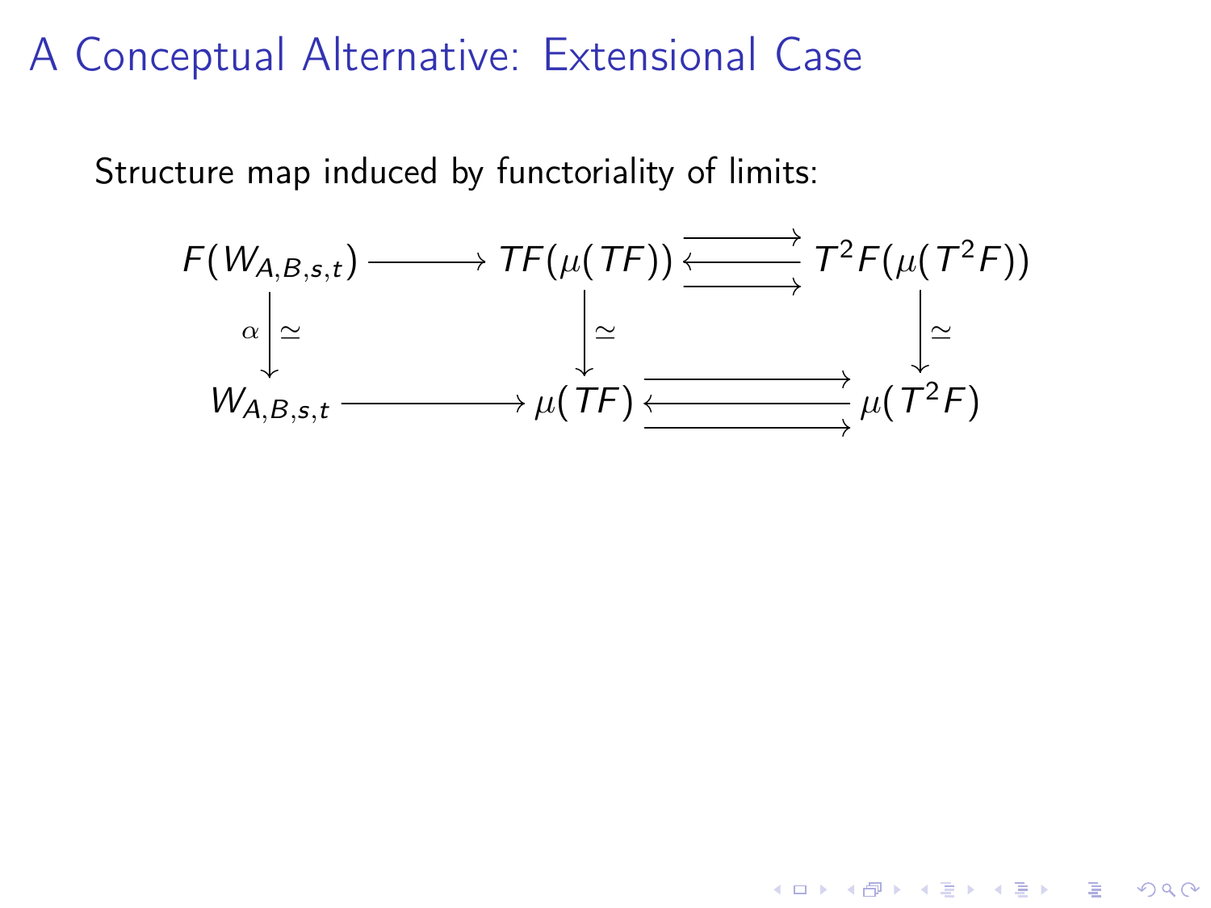# A Conceptual Alternative: Extensional Case

Structure map induced by functoriality of limits:

$$
\begin{array}{ccccc}
F(W_{A,B,s,t}) & \longrightarrow & TF(\mu(TF)) & \begin{array}{c}\longrightarrow \\ \longleftarrow \\ \longrightarrow\end{array} & T^2F(\mu(T^2F)) \\
{\scriptstyle \alpha}\downarrow{\scriptstyle \simeq} & & \downarrow{\scriptstyle \simeq} & & \downarrow{\scriptstyle \simeq} \\
W_{A,B,s,t} & \longrightarrow & \mu(TF) & \begin{array}{c}\longrightarrow \\ \longleftarrow \\ \longrightarrow\end{array} & \mu(T^2F)
\end{array}
$$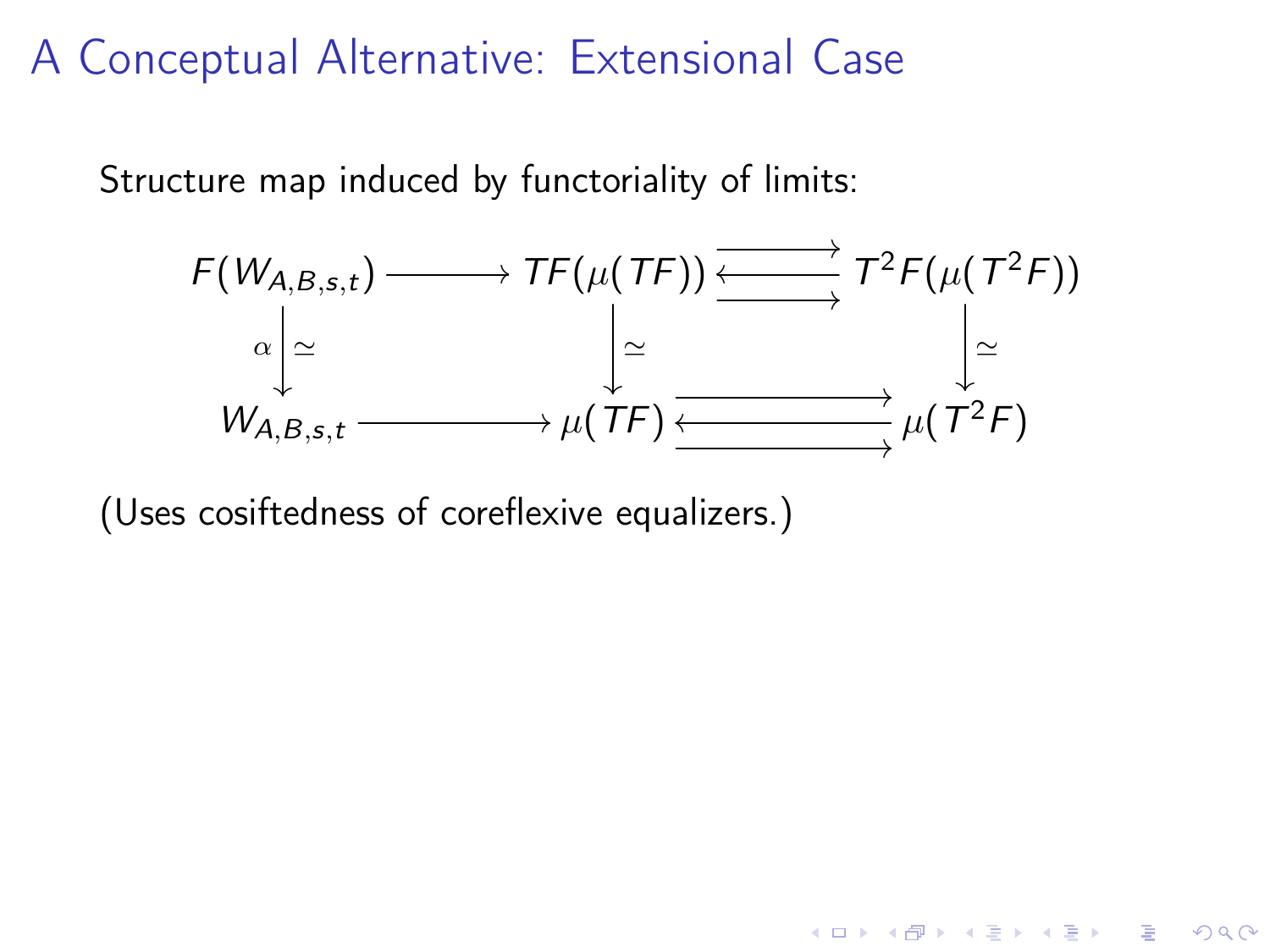# A Conceptual Alternative: Extensional Case

Structure map induced by functoriality of limits:

$$
\begin{array}{ccccc}
F(W_{A,B,s,t}) & \longrightarrow & TF(\mu(TF)) & \begin{array}{c}\longrightarrow \\ \longleftarrow \\ \longrightarrow\end{array} & T^2F(\mu(T^2F)) \\
{\scriptstyle \alpha}\big\downarrow{\scriptstyle \simeq} & & \big\downarrow{\scriptstyle \simeq} & & \big\downarrow{\scriptstyle \simeq} \\
W_{A,B,s,t} & \longrightarrow & \mu(TF) & \begin{array}{c}\longrightarrow \\ \longleftarrow \\ \longrightarrow\end{array} & \mu(T^2F)
\end{array}
$$

(Uses cosiftedness of coreflexive equalizers.)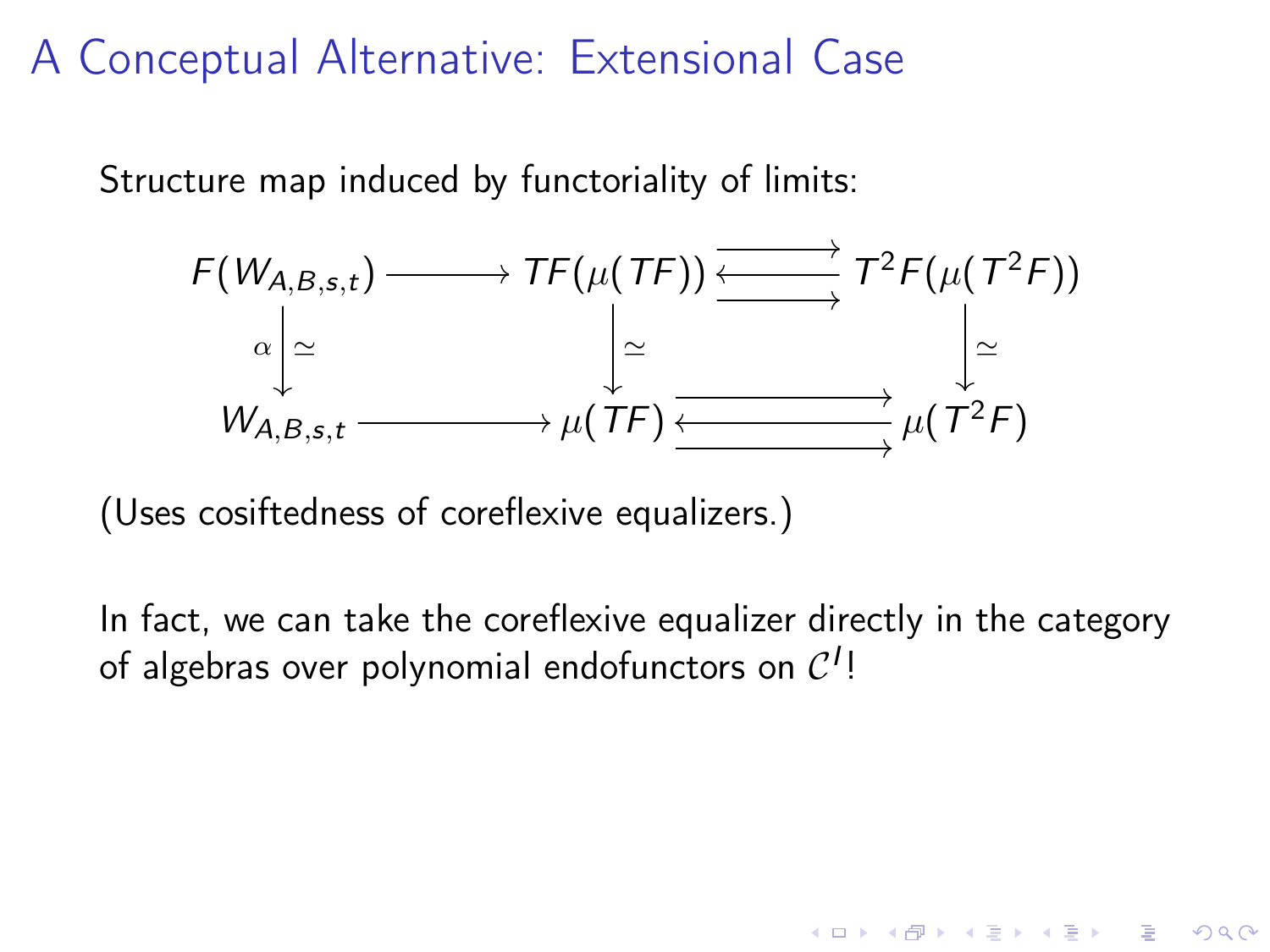# A Conceptual Alternative: Extensional Case

Structure map induced by functoriality of limits:

$$
\begin{array}{ccccc}
F(W_{A,B,s,t}) & \longrightarrow & TF(\mu(TF)) & \rightleftarrows & T^2F(\mu(T^2F)) \\
\alpha \downarrow \simeq & & \downarrow \simeq & & \downarrow \simeq \\
W_{A,B,s,t} & \longrightarrow & \mu(TF) & \rightleftarrows & \mu(T^2F)
\end{array}
$$

(Uses cosiftedness of coreflexive equalizers.)

In fact, we can take the coreflexive equalizer directly in the category of algebras over polynomial endofunctors on $\mathcal{C}^I$!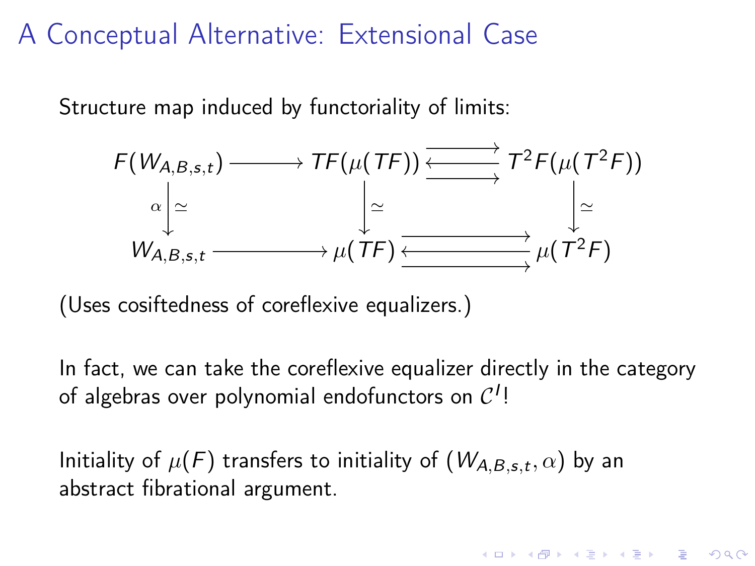# A Conceptual Alternative: Extensional Case

Structure map induced by functoriality of limits:

$$
\begin{array}{ccccc}
F(W_{A,B,s,t}) & \longrightarrow & TF(\mu(TF)) & \rightleftarrows & T^2F(\mu(T^2F)) \\
\alpha \downarrow \simeq & & \downarrow \simeq & & \downarrow \simeq \\
W_{A,B,s,t} & \longrightarrow & \mu(TF) & \rightleftarrows & \mu(T^2F)
\end{array}
$$

(Uses cosiftedness of coreflexive equalizers.)

In fact, we can take the coreflexive equalizer directly in the category of algebras over polynomial endofunctors on $\mathcal{C}^I$!

Initiality of $\mu(F)$ transfers to initiality of $(W_{A,B,s,t}, \alpha)$ by an abstract fibrational argument.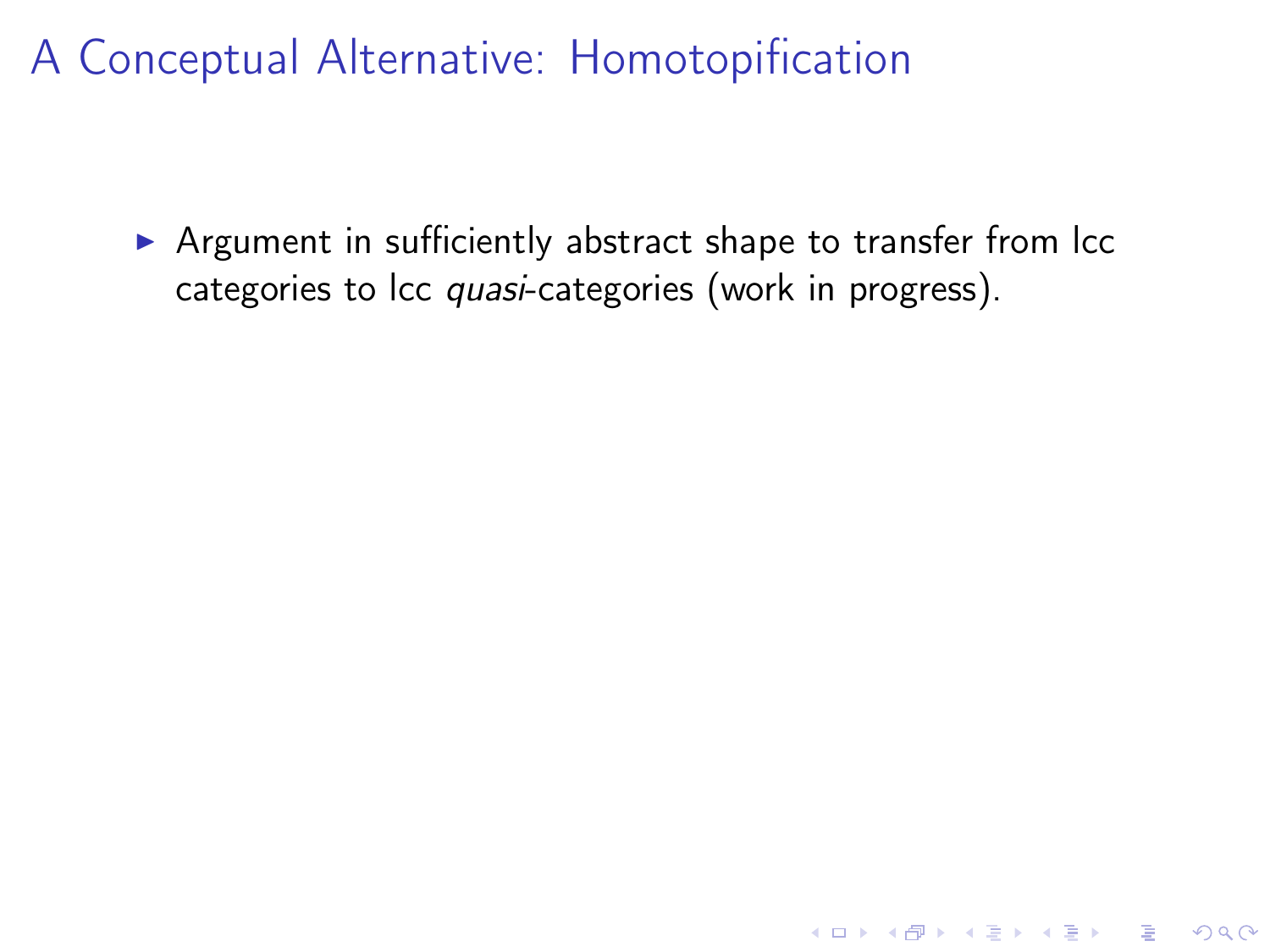# A Conceptual Alternative: Homotopification

- Argument in sufficiently abstract shape to transfer from lcc categories to lcc *quasi*-categories (work in progress).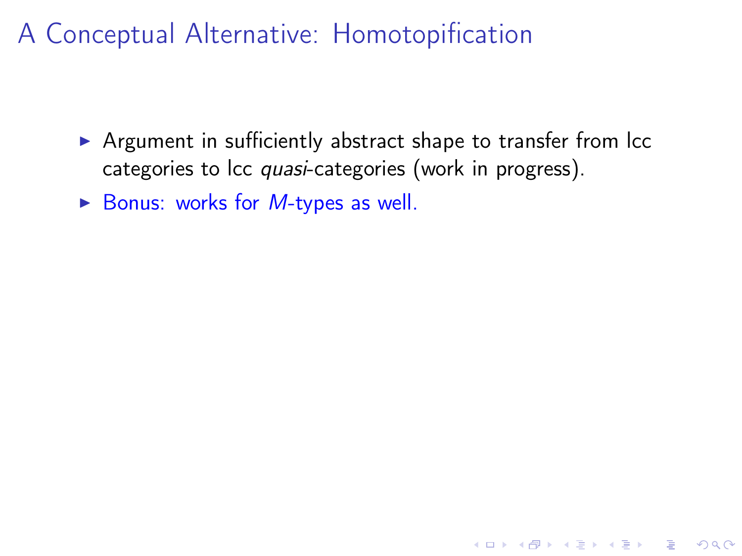# A Conceptual Alternative: Homotopification

- Argument in sufficiently abstract shape to transfer from lcc categories to lcc *quasi*-categories (work in progress).
- Bonus: works for $M$-types as well.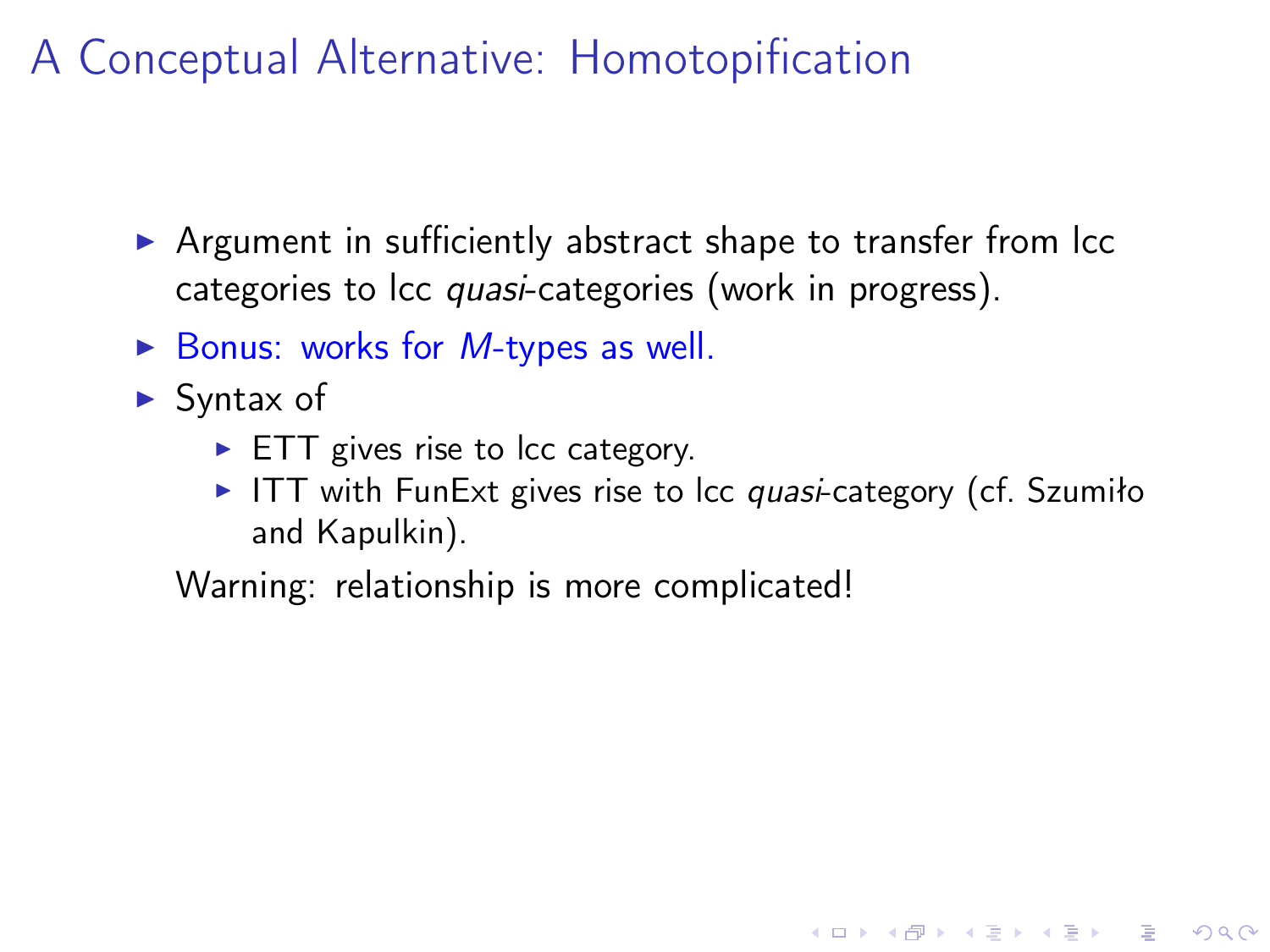# A Conceptual Alternative: Homotopification

- Argument in sufficiently abstract shape to transfer from lcc categories to lcc *quasi*-categories (work in progress).
- Bonus: works for $M$-types as well.
- Syntax of
  - ETT gives rise to lcc category.
  - ITT with FunExt gives rise to lcc *quasi*-category (cf. Szumiło and Kapulkin).

  Warning: relationship is more complicated!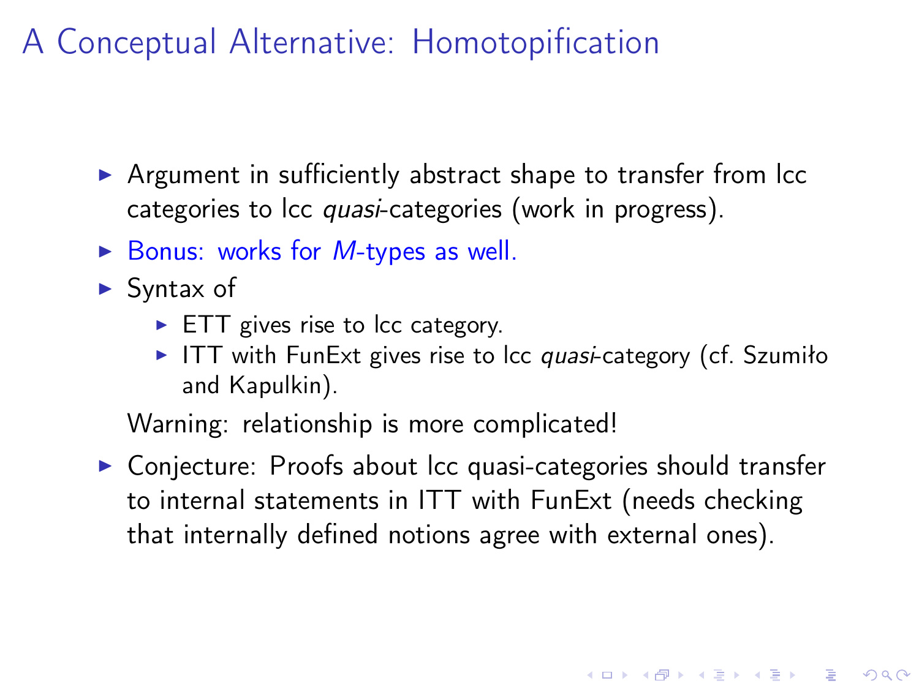# A Conceptual Alternative: Homotopification

- Argument in sufficiently abstract shape to transfer from lcc categories to lcc *quasi*-categories (work in progress).
- Bonus: works for $M$-types as well.
- Syntax of
  - ETT gives rise to lcc category.
  - ITT with FunExt gives rise to lcc *quasi*-category (cf. Szumiło and Kapulkin).

  Warning: relationship is more complicated!
- Conjecture: Proofs about lcc quasi-categories should transfer to internal statements in ITT with FunExt (needs checking that internally defined notions agree with external ones).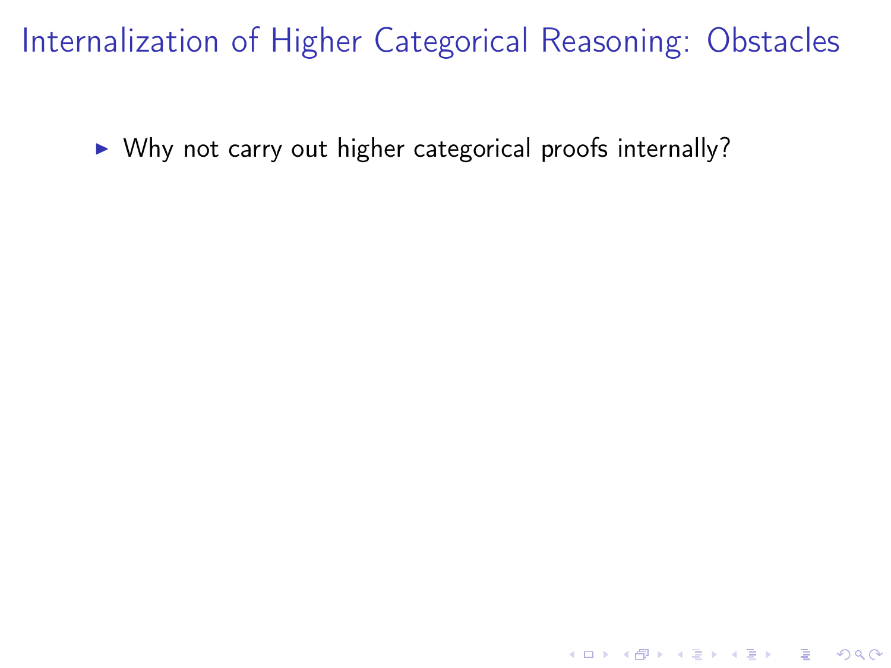# Internalization of Higher Categorical Reasoning: Obstacles

- Why not carry out higher categorical proofs internally?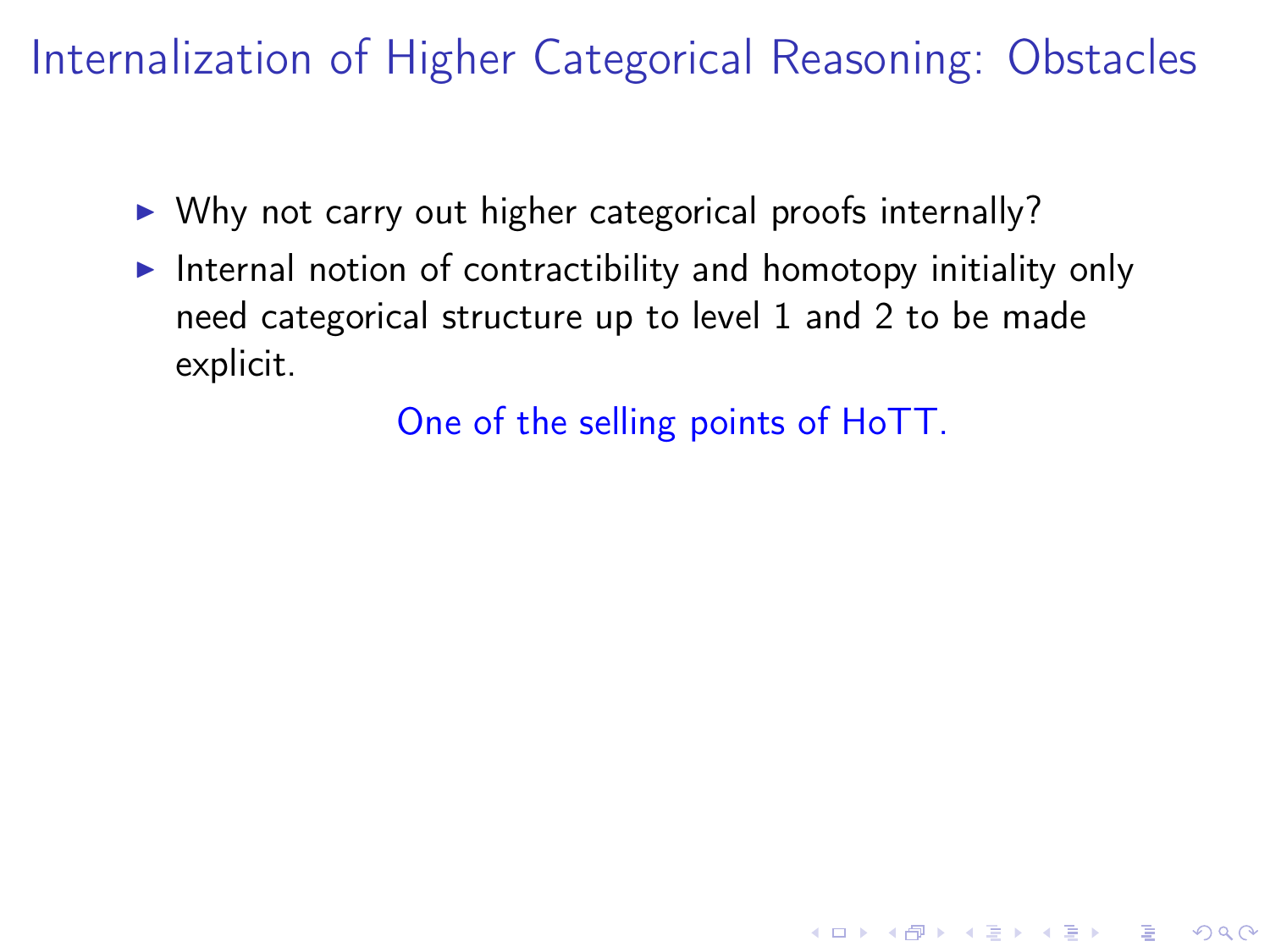# Internalization of Higher Categorical Reasoning: Obstacles

- Why not carry out higher categorical proofs internally?
- Internal notion of contractibility and homotopy initiality only need categorical structure up to level 1 and 2 to be made explicit.

One of the selling points of HoTT.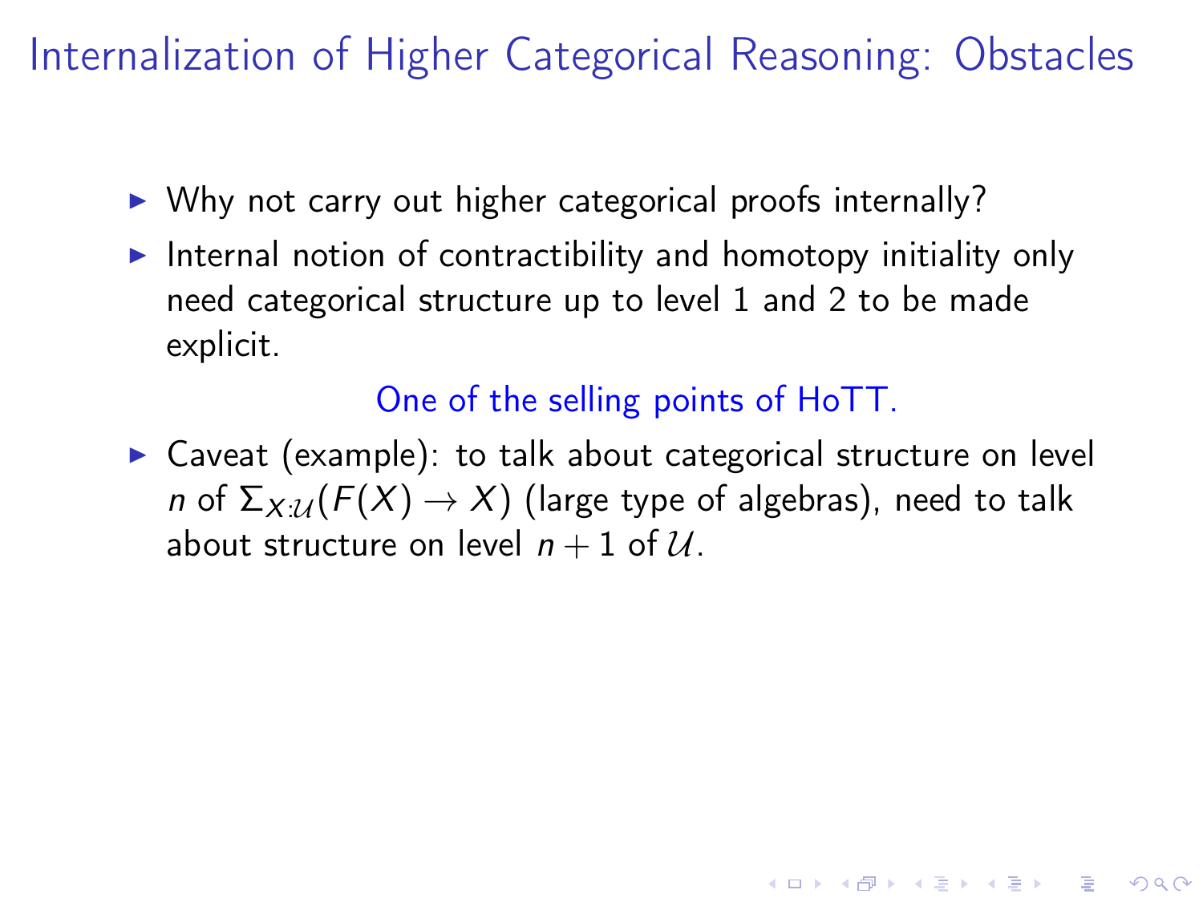# Internalization of Higher Categorical Reasoning: Obstacles

- Why not carry out higher categorical proofs internally?
- Internal notion of contractibility and homotopy initiality only need categorical structure up to level 1 and 2 to be made explicit.

  One of the selling points of HoTT.

- Caveat (example): to talk about categorical structure on level $n$ of $\Sigma_{X:\mathcal{U}}(F(X) \to X)$ (large type of algebras), need to talk about structure on level $n+1$ of $\mathcal{U}$.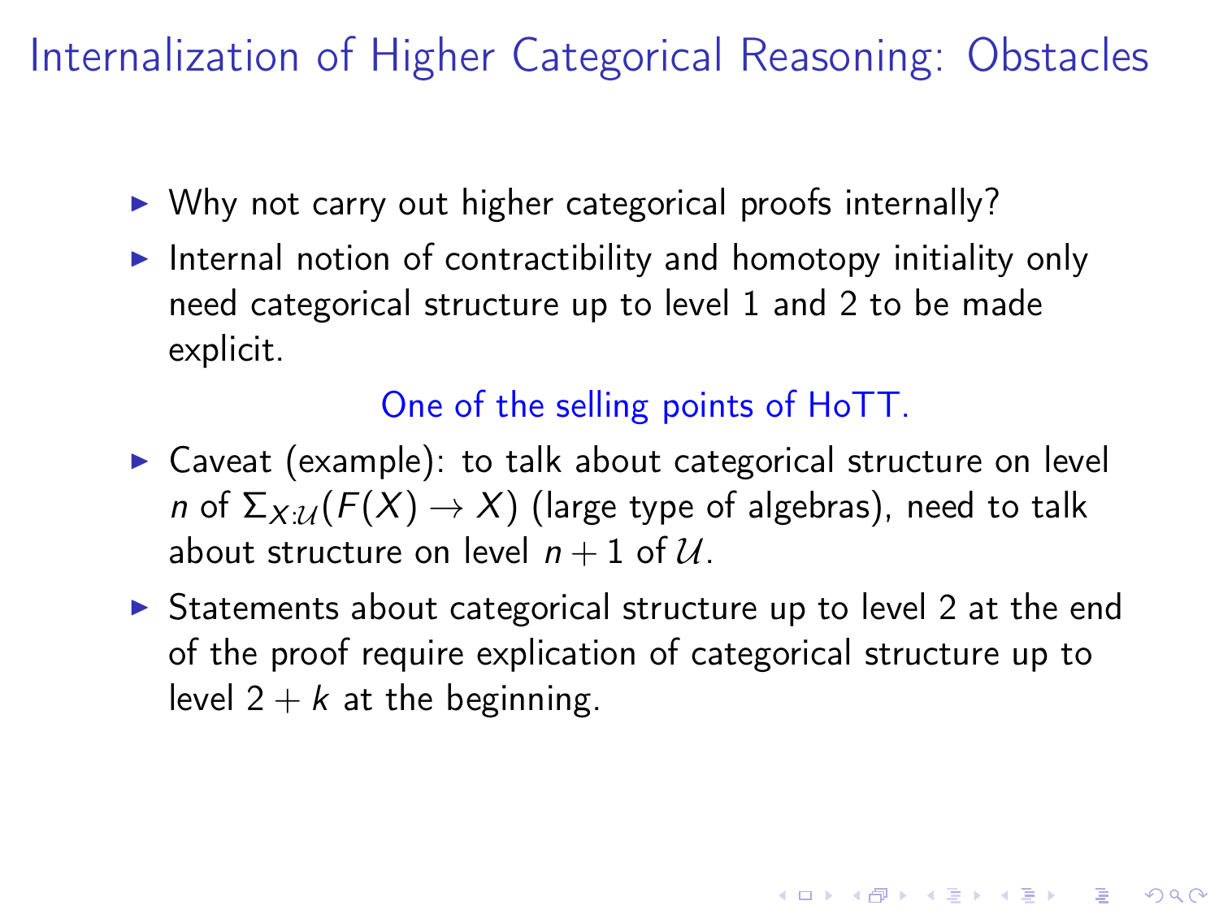# Internalization of Higher Categorical Reasoning: Obstacles

- Why not carry out higher categorical proofs internally?
- Internal notion of contractibility and homotopy initiality only need categorical structure up to level 1 and 2 to be made explicit.

One of the selling points of HoTT.

- Caveat (example): to talk about categorical structure on level $n$ of $\Sigma_{X:\mathcal{U}}(F(X) \to X)$ (large type of algebras), need to talk about structure on level $n+1$ of $\mathcal{U}$.
- Statements about categorical structure up to level 2 at the end of the proof require explication of categorical structure up to level $2+k$ at the beginning.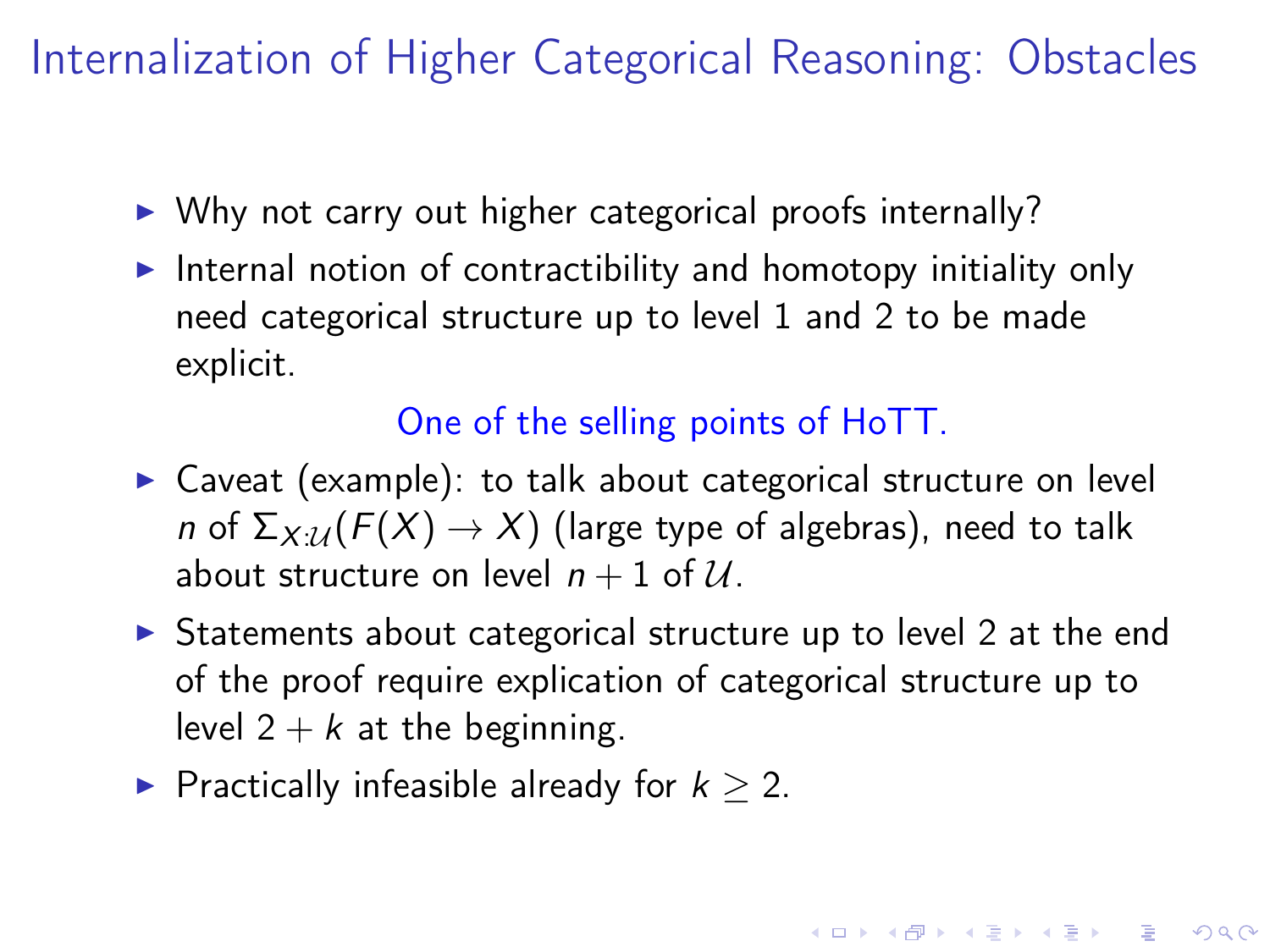# Internalization of Higher Categorical Reasoning: Obstacles

- Why not carry out higher categorical proofs internally?
- Internal notion of contractibility and homotopy initiality only need categorical structure up to level 1 and 2 to be made explicit.

  One of the selling points of HoTT.

- Caveat (example): to talk about categorical structure on level $n$ of $\Sigma_{X:\mathcal{U}}(F(X) \to X)$ (large type of algebras), need to talk about structure on level $n+1$ of $\mathcal{U}$.
- Statements about categorical structure up to level 2 at the end of the proof require explication of categorical structure up to level $2+k$ at the beginning.
- Practically infeasible already for $k \geq 2$.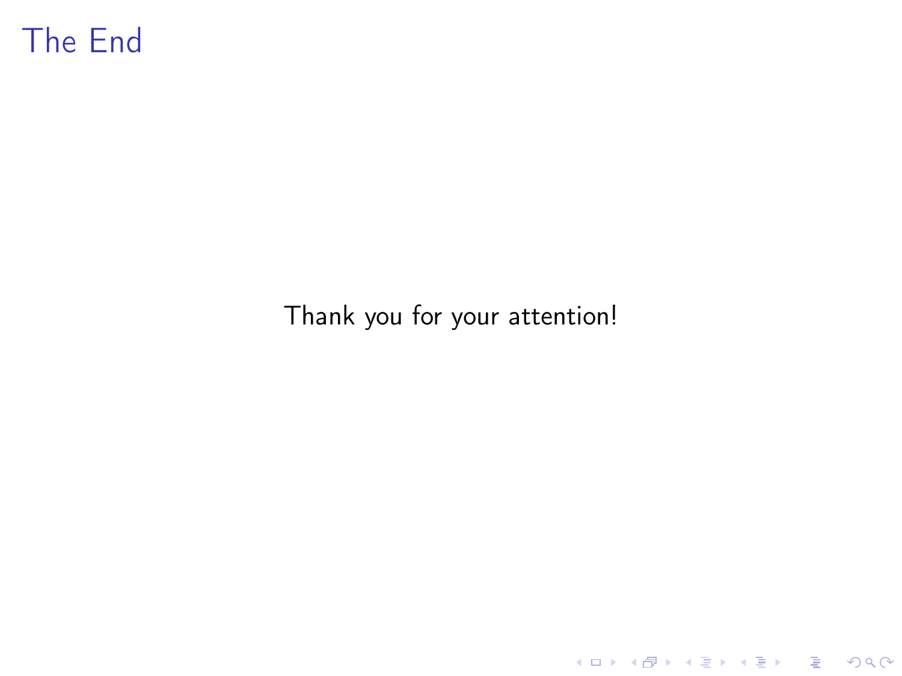# The End

Thank you for your attention!